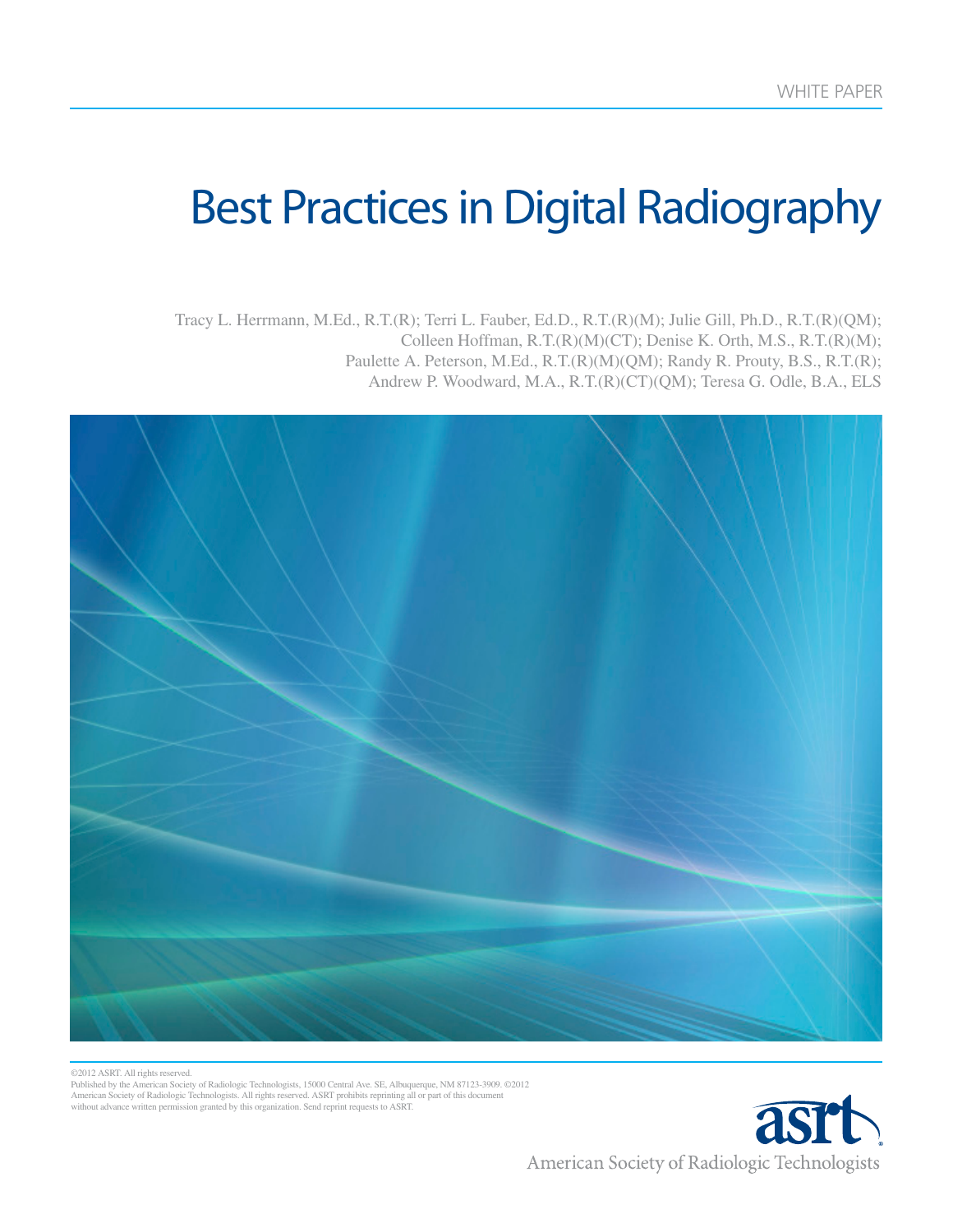WHITE PAPER

# Best Practices in Digital Radiography

Tracy L. Herrmann, M.Ed., R.T.(R); Terri L. Fauber, Ed.D., R.T.(R)(M); Julie Gill, Ph.D., R.T.(R)(QM); Colleen Hoffman, R.T.(R)(M)(CT); Denise K. Orth, M.S., R.T.(R)(M); Paulette A. Peterson, M.Ed., R.T.(R)(M)(QM); Randy R. Prouty, B.S., R.T.(R); Andrew P. Woodward, M.A., R.T.(R)(CT)(QM); Teresa G. Odle, B.A., ELS

©2012 ASRT. All rights reserved.
Published by the American Society of Radiologic Technologists, 15000 Central Ave. SE, Albuquerque, NM 87123-3909. ©2012 American Society of Radiologic Technologists. All rights reserved. ASRT prohibits reprinting all or part of this document without advance written permission granted by this organization. Send reprint requests to ASRT.

asrt
American Society of Radiologic Technologists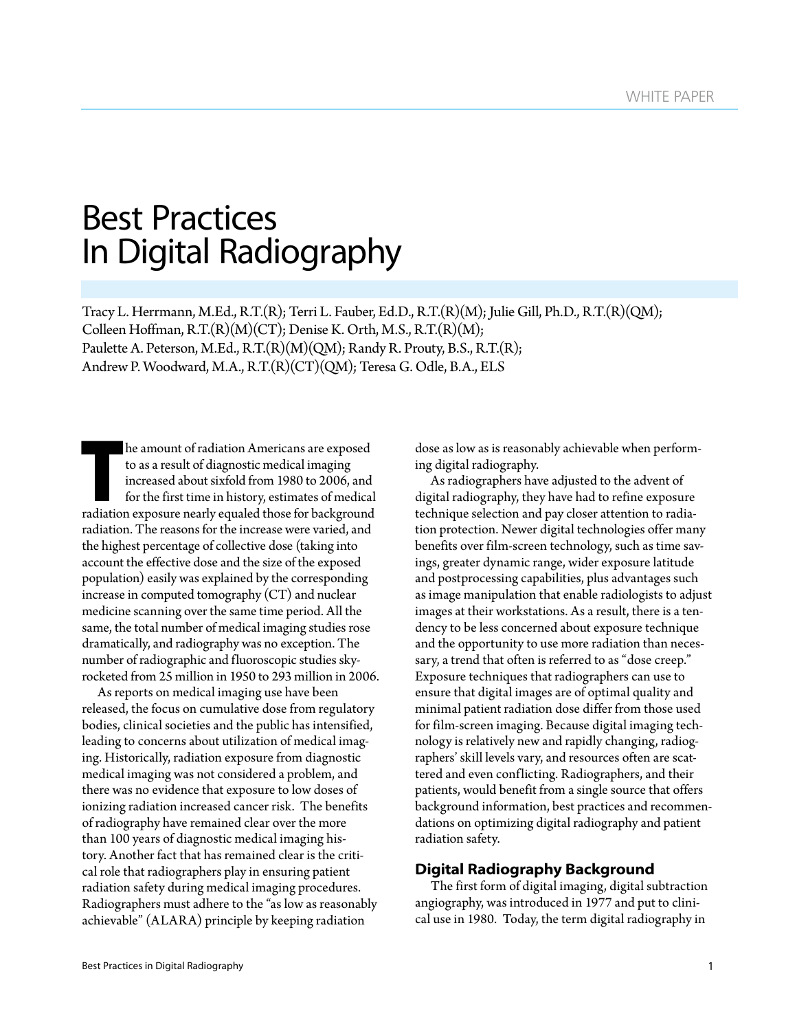WHITE PAPER

# Best Practices In Digital Radiography

Tracy L. Herrmann, M.Ed., R.T.(R); Terri L. Fauber, Ed.D., R.T.(R)(M); Julie Gill, Ph.D., R.T.(R)(QM); Colleen Hoffman, R.T.(R)(M)(CT); Denise K. Orth, M.S., R.T.(R)(M); Paulette A. Peterson, M.Ed., R.T.(R)(M)(QM); Randy R. Prouty, B.S., R.T.(R); Andrew P. Woodward, M.A., R.T.(R)(CT)(QM); Teresa G. Odle, B.A., ELS

The amount of radiation Americans are exposed to as a result of diagnostic medical imaging increased about sixfold from 1980 to 2006, and for the first time in history, estimates of medical radiation exposure nearly equaled those for background radiation. The reasons for the increase were varied, and the highest percentage of collective dose (taking into account the effective dose and the size of the exposed population) easily was explained by the corresponding increase in computed tomography (CT) and nuclear medicine scanning over the same time period. All the same, the total number of medical imaging studies rose dramatically, and radiography was no exception. The number of radiographic and fluoroscopic studies skyrocketed from 25 million in 1950 to 293 million in 2006.

As reports on medical imaging use have been released, the focus on cumulative dose from regulatory bodies, clinical societies and the public has intensified, leading to concerns about utilization of medical imaging. Historically, radiation exposure from diagnostic medical imaging was not considered a problem, and there was no evidence that exposure to low doses of ionizing radiation increased cancer risk. The benefits of radiography have remained clear over the more than 100 years of diagnostic medical imaging history. Another fact that has remained clear is the critical role that radiographers play in ensuring patient radiation safety during medical imaging procedures. Radiographers must adhere to the "as low as reasonably achievable" (ALARA) principle by keeping radiation dose as low as is reasonably achievable when performing digital radiography.

As radiographers have adjusted to the advent of digital radiography, they have had to refine exposure technique selection and pay closer attention to radiation protection. Newer digital technologies offer many benefits over film-screen technology, such as time savings, greater dynamic range, wider exposure latitude and postprocessing capabilities, plus advantages such as image manipulation that enable radiologists to adjust images at their workstations. As a result, there is a tendency to be less concerned about exposure technique and the opportunity to use more radiation than necessary, a trend that often is referred to as "dose creep." Exposure techniques that radiographers can use to ensure that digital images are of optimal quality and minimal patient radiation dose differ from those used for film-screen imaging. Because digital imaging technology is relatively new and rapidly changing, radiographers' skill levels vary, and resources often are scattered and even conflicting. Radiographers, and their patients, would benefit from a single source that offers background information, best practices and recommendations on optimizing digital radiography and patient radiation safety.

## Digital Radiography Background

The first form of digital imaging, digital subtraction angiography, was introduced in 1977 and put to clinical use in 1980. Today, the term digital radiography in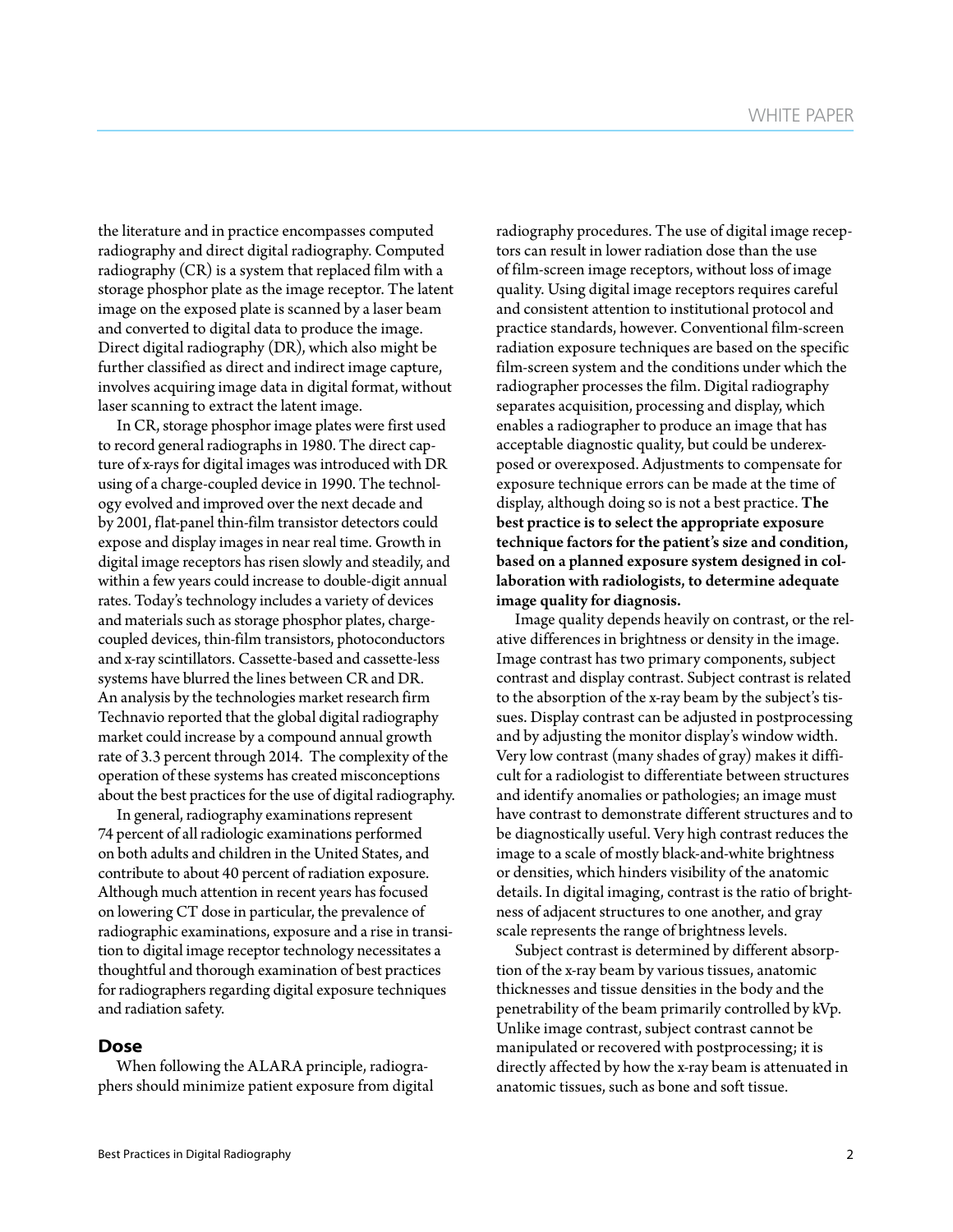the literature and in practice encompasses computed radiography and direct digital radiography. Computed radiography (CR) is a system that replaced film with a storage phosphor plate as the image receptor. The latent image on the exposed plate is scanned by a laser beam and converted to digital data to produce the image. Direct digital radiography (DR), which also might be further classified as direct and indirect image capture, involves acquiring image data in digital format, without laser scanning to extract the latent image.

In CR, storage phosphor image plates were first used to record general radiographs in 1980. The direct capture of x-rays for digital images was introduced with DR using of a charge-coupled device in 1990. The technology evolved and improved over the next decade and by 2001, flat-panel thin-film transistor detectors could expose and display images in near real time. Growth in digital image receptors has risen slowly and steadily, and within a few years could increase to double-digit annual rates. Today's technology includes a variety of devices and materials such as storage phosphor plates, charge-coupled devices, thin-film transistors, photoconductors and x-ray scintillators. Cassette-based and cassette-less systems have blurred the lines between CR and DR. An analysis by the technologies market research firm Technavio reported that the global digital radiography market could increase by a compound annual growth rate of 3.3 percent through 2014. The complexity of the operation of these systems has created misconceptions about the best practices for the use of digital radiography.

In general, radiography examinations represent 74 percent of all radiologic examinations performed on both adults and children in the United States, and contribute to about 40 percent of radiation exposure. Although much attention in recent years has focused on lowering CT dose in particular, the prevalence of radiographic examinations, exposure and a rise in transition to digital image receptor technology necessitates a thoughtful and thorough examination of best practices for radiographers regarding digital exposure techniques and radiation safety.

## Dose

When following the ALARA principle, radiographers should minimize patient exposure from digital radiography procedures. The use of digital image receptors can result in lower radiation dose than the use of film-screen image receptors, without loss of image quality. Using digital image receptors requires careful and consistent attention to institutional protocol and practice standards, however. Conventional film-screen radiation exposure techniques are based on the specific film-screen system and the conditions under which the radiographer processes the film. Digital radiography separates acquisition, processing and display, which enables a radiographer to produce an image that has acceptable diagnostic quality, but could be underexposed or overexposed. Adjustments to compensate for exposure technique errors can be made at the time of display, although doing so is not a best practice. **The best practice is to select the appropriate exposure technique factors for the patient's size and condition, based on a planned exposure system designed in collaboration with radiologists, to determine adequate image quality for diagnosis.**

Image quality depends heavily on contrast, or the relative differences in brightness or density in the image. Image contrast has two primary components, subject contrast and display contrast. Subject contrast is related to the absorption of the x-ray beam by the subject's tissues. Display contrast can be adjusted in postprocessing and by adjusting the monitor display's window width. Very low contrast (many shades of gray) makes it difficult for a radiologist to differentiate between structures and identify anomalies or pathologies; an image must have contrast to demonstrate different structures and to be diagnostically useful. Very high contrast reduces the image to a scale of mostly black-and-white brightness or densities, which hinders visibility of the anatomic details. In digital imaging, contrast is the ratio of brightness of adjacent structures to one another, and gray scale represents the range of brightness levels.

Subject contrast is determined by different absorption of the x-ray beam by various tissues, anatomic thicknesses and tissue densities in the body and the penetrability of the beam primarily controlled by kVp. Unlike image contrast, subject contrast cannot be manipulated or recovered with postprocessing; it is directly affected by how the x-ray beam is attenuated in anatomic tissues, such as bone and soft tissue.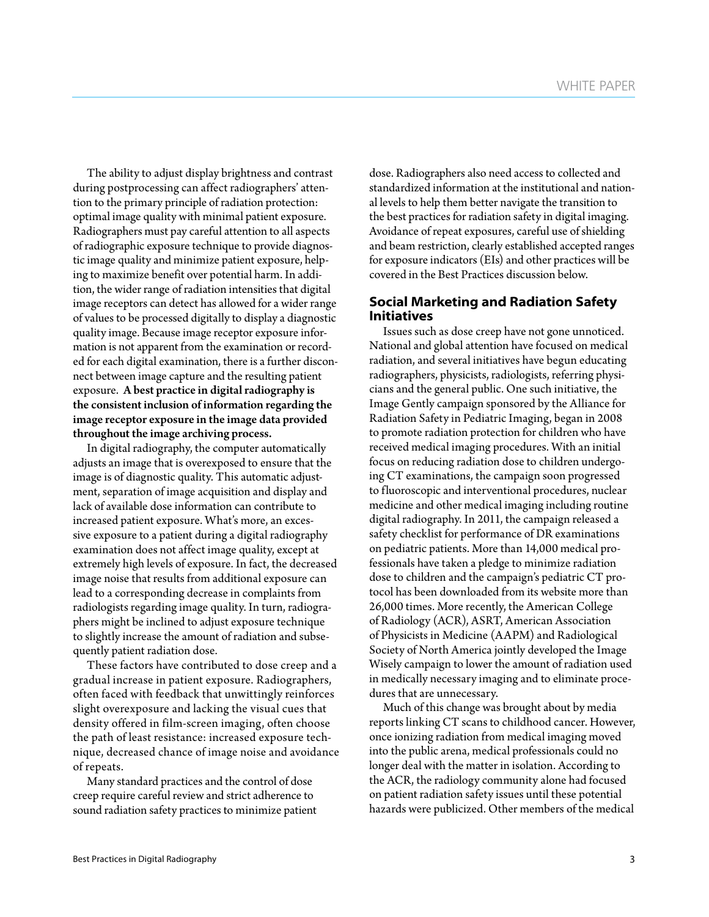The ability to adjust display brightness and contrast during postprocessing can affect radiographers' attention to the primary principle of radiation protection: optimal image quality with minimal patient exposure. Radiographers must pay careful attention to all aspects of radiographic exposure technique to provide diagnostic image quality and minimize patient exposure, helping to maximize benefit over potential harm. In addition, the wider range of radiation intensities that digital image receptors can detect has allowed for a wider range of values to be processed digitally to display a diagnostic quality image. Because image receptor exposure information is not apparent from the examination or recorded for each digital examination, there is a further disconnect between image capture and the resulting patient exposure. **A best practice in digital radiography is the consistent inclusion of information regarding the image receptor exposure in the image data provided throughout the image archiving process.**

In digital radiography, the computer automatically adjusts an image that is overexposed to ensure that the image is of diagnostic quality. This automatic adjustment, separation of image acquisition and display and lack of available dose information can contribute to increased patient exposure. What's more, an excessive exposure to a patient during a digital radiography examination does not affect image quality, except at extremely high levels of exposure. In fact, the decreased image noise that results from additional exposure can lead to a corresponding decrease in complaints from radiologists regarding image quality. In turn, radiographers might be inclined to adjust exposure technique to slightly increase the amount of radiation and subsequently patient radiation dose.

These factors have contributed to dose creep and a gradual increase in patient exposure. Radiographers, often faced with feedback that unwittingly reinforces slight overexposure and lacking the visual cues that density offered in film-screen imaging, often choose the path of least resistance: increased exposure technique, decreased chance of image noise and avoidance of repeats.

Many standard practices and the control of dose creep require careful review and strict adherence to sound radiation safety practices to minimize patient dose. Radiographers also need access to collected and standardized information at the institutional and national levels to help them better navigate the transition to the best practices for radiation safety in digital imaging. Avoidance of repeat exposures, careful use of shielding and beam restriction, clearly established accepted ranges for exposure indicators (EIs) and other practices will be covered in the Best Practices discussion below.

## Social Marketing and Radiation Safety Initiatives

Issues such as dose creep have not gone unnoticed. National and global attention have focused on medical radiation, and several initiatives have begun educating radiographers, physicists, radiologists, referring physicians and the general public. One such initiative, the Image Gently campaign sponsored by the Alliance for Radiation Safety in Pediatric Imaging, began in 2008 to promote radiation protection for children who have received medical imaging procedures. With an initial focus on reducing radiation dose to children undergoing CT examinations, the campaign soon progressed to fluoroscopic and interventional procedures, nuclear medicine and other medical imaging including routine digital radiography. In 2011, the campaign released a safety checklist for performance of DR examinations on pediatric patients. More than 14,000 medical professionals have taken a pledge to minimize radiation dose to children and the campaign's pediatric CT protocol has been downloaded from its website more than 26,000 times. More recently, the American College of Radiology (ACR), ASRT, American Association of Physicists in Medicine (AAPM) and Radiological Society of North America jointly developed the Image Wisely campaign to lower the amount of radiation used in medically necessary imaging and to eliminate procedures that are unnecessary.

Much of this change was brought about by media reports linking CT scans to childhood cancer. However, once ionizing radiation from medical imaging moved into the public arena, medical professionals could no longer deal with the matter in isolation. According to the ACR, the radiology community alone had focused on patient radiation safety issues until these potential hazards were publicized. Other members of the medical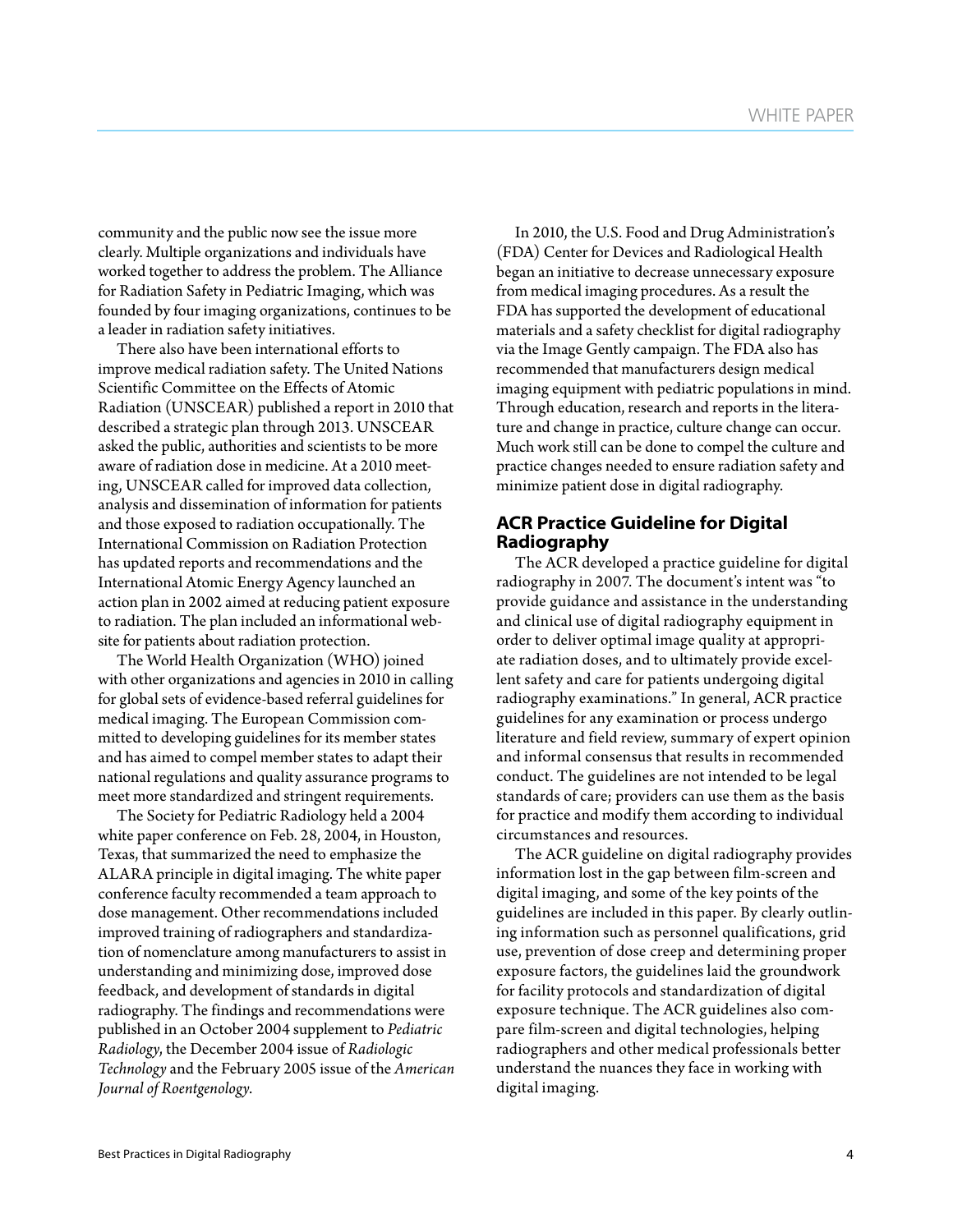community and the public now see the issue more clearly. Multiple organizations and individuals have worked together to address the problem. The Alliance for Radiation Safety in Pediatric Imaging, which was founded by four imaging organizations, continues to be a leader in radiation safety initiatives.

There also have been international efforts to improve medical radiation safety. The United Nations Scientific Committee on the Effects of Atomic Radiation (UNSCEAR) published a report in 2010 that described a strategic plan through 2013. UNSCEAR asked the public, authorities and scientists to be more aware of radiation dose in medicine. At a 2010 meeting, UNSCEAR called for improved data collection, analysis and dissemination of information for patients and those exposed to radiation occupationally. The International Commission on Radiation Protection has updated reports and recommendations and the International Atomic Energy Agency launched an action plan in 2002 aimed at reducing patient exposure to radiation. The plan included an informational website for patients about radiation protection.

The World Health Organization (WHO) joined with other organizations and agencies in 2010 in calling for global sets of evidence-based referral guidelines for medical imaging. The European Commission committed to developing guidelines for its member states and has aimed to compel member states to adapt their national regulations and quality assurance programs to meet more standardized and stringent requirements.

The Society for Pediatric Radiology held a 2004 white paper conference on Feb. 28, 2004, in Houston, Texas, that summarized the need to emphasize the ALARA principle in digital imaging. The white paper conference faculty recommended a team approach to dose management. Other recommendations included improved training of radiographers and standardization of nomenclature among manufacturers to assist in understanding and minimizing dose, improved dose feedback, and development of standards in digital radiography. The findings and recommendations were published in an October 2004 supplement to *Pediatric Radiology*, the December 2004 issue of *Radiologic Technology* and the February 2005 issue of the *American Journal of Roentgenology*.

In 2010, the U.S. Food and Drug Administration's (FDA) Center for Devices and Radiological Health began an initiative to decrease unnecessary exposure from medical imaging procedures. As a result the FDA has supported the development of educational materials and a safety checklist for digital radiography via the Image Gently campaign. The FDA also has recommended that manufacturers design medical imaging equipment with pediatric populations in mind. Through education, research and reports in the literature and change in practice, culture change can occur. Much work still can be done to compel the culture and practice changes needed to ensure radiation safety and minimize patient dose in digital radiography.

## ACR Practice Guideline for Digital Radiography

The ACR developed a practice guideline for digital radiography in 2007. The document's intent was "to provide guidance and assistance in the understanding and clinical use of digital radiography equipment in order to deliver optimal image quality at appropriate radiation doses, and to ultimately provide excellent safety and care for patients undergoing digital radiography examinations." In general, ACR practice guidelines for any examination or process undergo literature and field review, summary of expert opinion and informal consensus that results in recommended conduct. The guidelines are not intended to be legal standards of care; providers can use them as the basis for practice and modify them according to individual circumstances and resources.

The ACR guideline on digital radiography provides information lost in the gap between film-screen and digital imaging, and some of the key points of the guidelines are included in this paper. By clearly outlining information such as personnel qualifications, grid use, prevention of dose creep and determining proper exposure factors, the guidelines laid the groundwork for facility protocols and standardization of digital exposure technique. The ACR guidelines also compare film-screen and digital technologies, helping radiographers and other medical professionals better understand the nuances they face in working with digital imaging.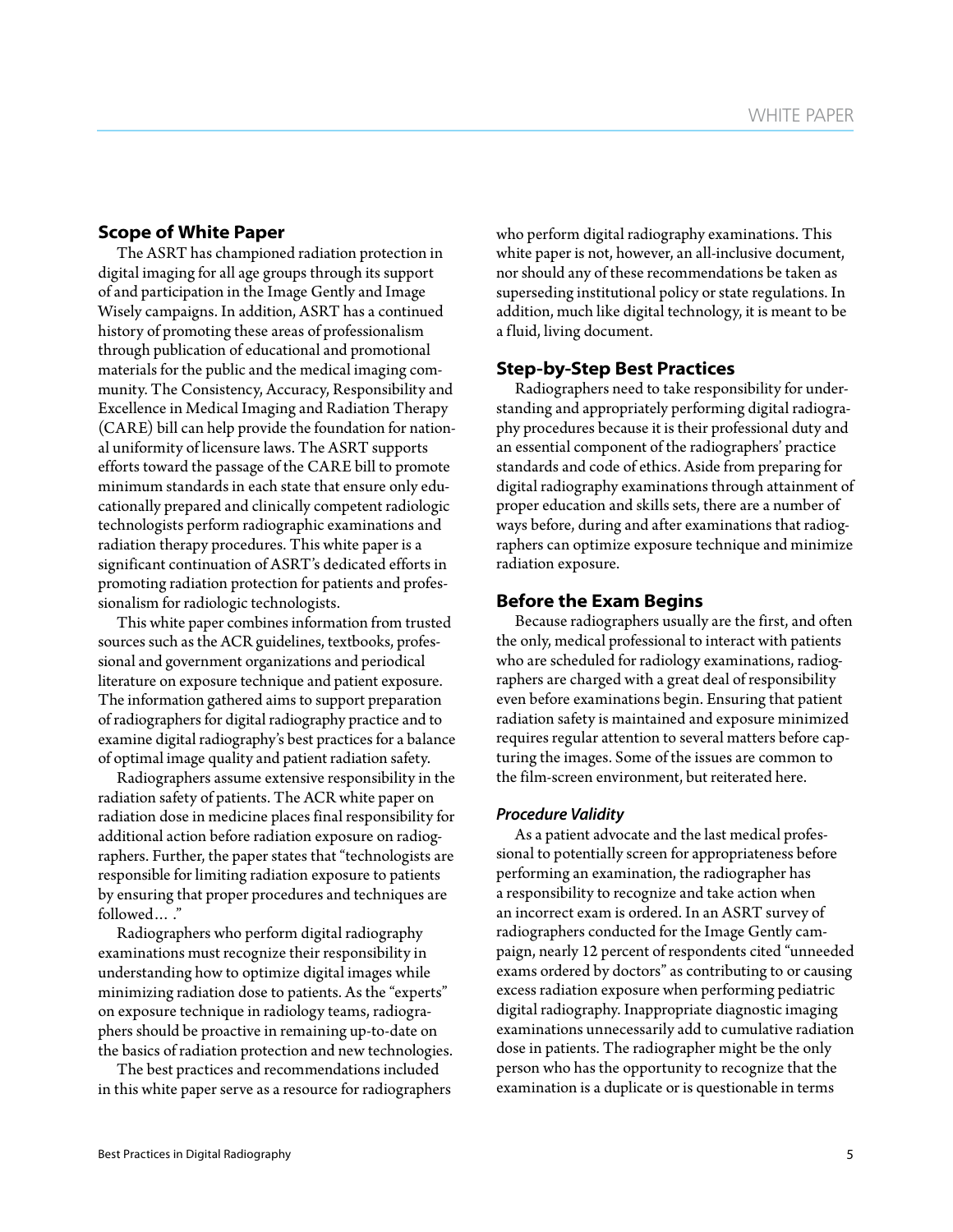## Scope of White Paper

The ASRT has championed radiation protection in digital imaging for all age groups through its support of and participation in the Image Gently and Image Wisely campaigns. In addition, ASRT has a continued history of promoting these areas of professionalism through publication of educational and promotional materials for the public and the medical imaging community. The Consistency, Accuracy, Responsibility and Excellence in Medical Imaging and Radiation Therapy (CARE) bill can help provide the foundation for national uniformity of licensure laws. The ASRT supports efforts toward the passage of the CARE bill to promote minimum standards in each state that ensure only educationally prepared and clinically competent radiologic technologists perform radiographic examinations and radiation therapy procedures. This white paper is a significant continuation of ASRT's dedicated efforts in promoting radiation protection for patients and professionalism for radiologic technologists.

This white paper combines information from trusted sources such as the ACR guidelines, textbooks, professional and government organizations and periodical literature on exposure technique and patient exposure. The information gathered aims to support preparation of radiographers for digital radiography practice and to examine digital radiography's best practices for a balance of optimal image quality and patient radiation safety.

Radiographers assume extensive responsibility in the radiation safety of patients. The ACR white paper on radiation dose in medicine places final responsibility for additional action before radiation exposure on radiographers. Further, the paper states that "technologists are responsible for limiting radiation exposure to patients by ensuring that proper procedures and techniques are followed… ."

Radiographers who perform digital radiography examinations must recognize their responsibility in understanding how to optimize digital images while minimizing radiation dose to patients. As the "experts" on exposure technique in radiology teams, radiographers should be proactive in remaining up-to-date on the basics of radiation protection and new technologies.

The best practices and recommendations included in this white paper serve as a resource for radiographers who perform digital radiography examinations. This white paper is not, however, an all-inclusive document, nor should any of these recommendations be taken as superseding institutional policy or state regulations. In addition, much like digital technology, it is meant to be a fluid, living document.

## Step-by-Step Best Practices

Radiographers need to take responsibility for understanding and appropriately performing digital radiography procedures because it is their professional duty and an essential component of the radiographers' practice standards and code of ethics. Aside from preparing for digital radiography examinations through attainment of proper education and skills sets, there are a number of ways before, during and after examinations that radiographers can optimize exposure technique and minimize radiation exposure.

## Before the Exam Begins

Because radiographers usually are the first, and often the only, medical professional to interact with patients who are scheduled for radiology examinations, radiographers are charged with a great deal of responsibility even before examinations begin. Ensuring that patient radiation safety is maintained and exposure minimized requires regular attention to several matters before capturing the images. Some of the issues are common to the film-screen environment, but reiterated here.

### *Procedure Validity*

As a patient advocate and the last medical professional to potentially screen for appropriateness before performing an examination, the radiographer has a responsibility to recognize and take action when an incorrect exam is ordered. In an ASRT survey of radiographers conducted for the Image Gently campaign, nearly 12 percent of respondents cited "unneeded exams ordered by doctors" as contributing to or causing excess radiation exposure when performing pediatric digital radiography. Inappropriate diagnostic imaging examinations unnecessarily add to cumulative radiation dose in patients. The radiographer might be the only person who has the opportunity to recognize that the examination is a duplicate or is questionable in terms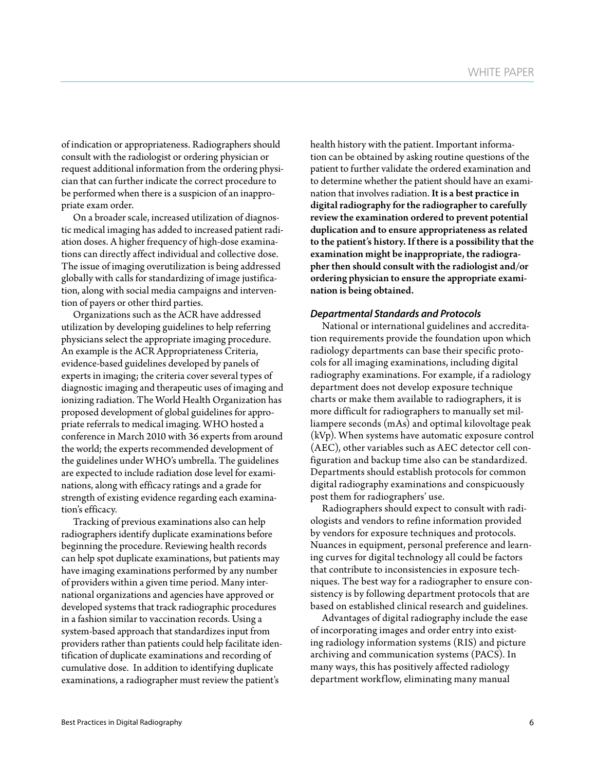of indication or appropriateness. Radiographers should consult with the radiologist or ordering physician or request additional information from the ordering physician that can further indicate the correct procedure to be performed when there is a suspicion of an inappropriate exam order.

On a broader scale, increased utilization of diagnostic medical imaging has added to increased patient radiation doses. A higher frequency of high-dose examinations can directly affect individual and collective dose. The issue of imaging overutilization is being addressed globally with calls for standardizing of image justification, along with social media campaigns and intervention of payers or other third parties.

Organizations such as the ACR have addressed utilization by developing guidelines to help referring physicians select the appropriate imaging procedure. An example is the ACR Appropriateness Criteria, evidence-based guidelines developed by panels of experts in imaging; the criteria cover several types of diagnostic imaging and therapeutic uses of imaging and ionizing radiation. The World Health Organization has proposed development of global guidelines for appropriate referrals to medical imaging. WHO hosted a conference in March 2010 with 36 experts from around the world; the experts recommended development of the guidelines under WHO's umbrella. The guidelines are expected to include radiation dose level for examinations, along with efficacy ratings and a grade for strength of existing evidence regarding each examination's efficacy.

Tracking of previous examinations also can help radiographers identify duplicate examinations before beginning the procedure. Reviewing health records can help spot duplicate examinations, but patients may have imaging examinations performed by any number of providers within a given time period. Many international organizations and agencies have approved or developed systems that track radiographic procedures in a fashion similar to vaccination records. Using a system-based approach that standardizes input from providers rather than patients could help facilitate identification of duplicate examinations and recording of cumulative dose. In addition to identifying duplicate examinations, a radiographer must review the patient's health history with the patient. Important information can be obtained by asking routine questions of the patient to further validate the ordered examination and to determine whether the patient should have an examination that involves radiation. **It is a best practice in digital radiography for the radiographer to carefully review the examination ordered to prevent potential duplication and to ensure appropriateness as related to the patient's history. If there is a possibility that the examination might be inappropriate, the radiographer then should consult with the radiologist and/or ordering physician to ensure the appropriate examination is being obtained.**

### *Departmental Standards and Protocols*

National or international guidelines and accreditation requirements provide the foundation upon which radiology departments can base their specific protocols for all imaging examinations, including digital radiography examinations. For example, if a radiology department does not develop exposure technique charts or make them available to radiographers, it is more difficult for radiographers to manually set milliampere seconds (mAs) and optimal kilovoltage peak (kVp). When systems have automatic exposure control (AEC), other variables such as AEC detector cell configuration and backup time also can be standardized. Departments should establish protocols for common digital radiography examinations and conspicuously post them for radiographers' use.

Radiographers should expect to consult with radiologists and vendors to refine information provided by vendors for exposure techniques and protocols. Nuances in equipment, personal preference and learning curves for digital technology all could be factors that contribute to inconsistencies in exposure techniques. The best way for a radiographer to ensure consistency is by following department protocols that are based on established clinical research and guidelines.

Advantages of digital radiography include the ease of incorporating images and order entry into existing radiology information systems (RIS) and picture archiving and communication systems (PACS). In many ways, this has positively affected radiology department workflow, eliminating many manual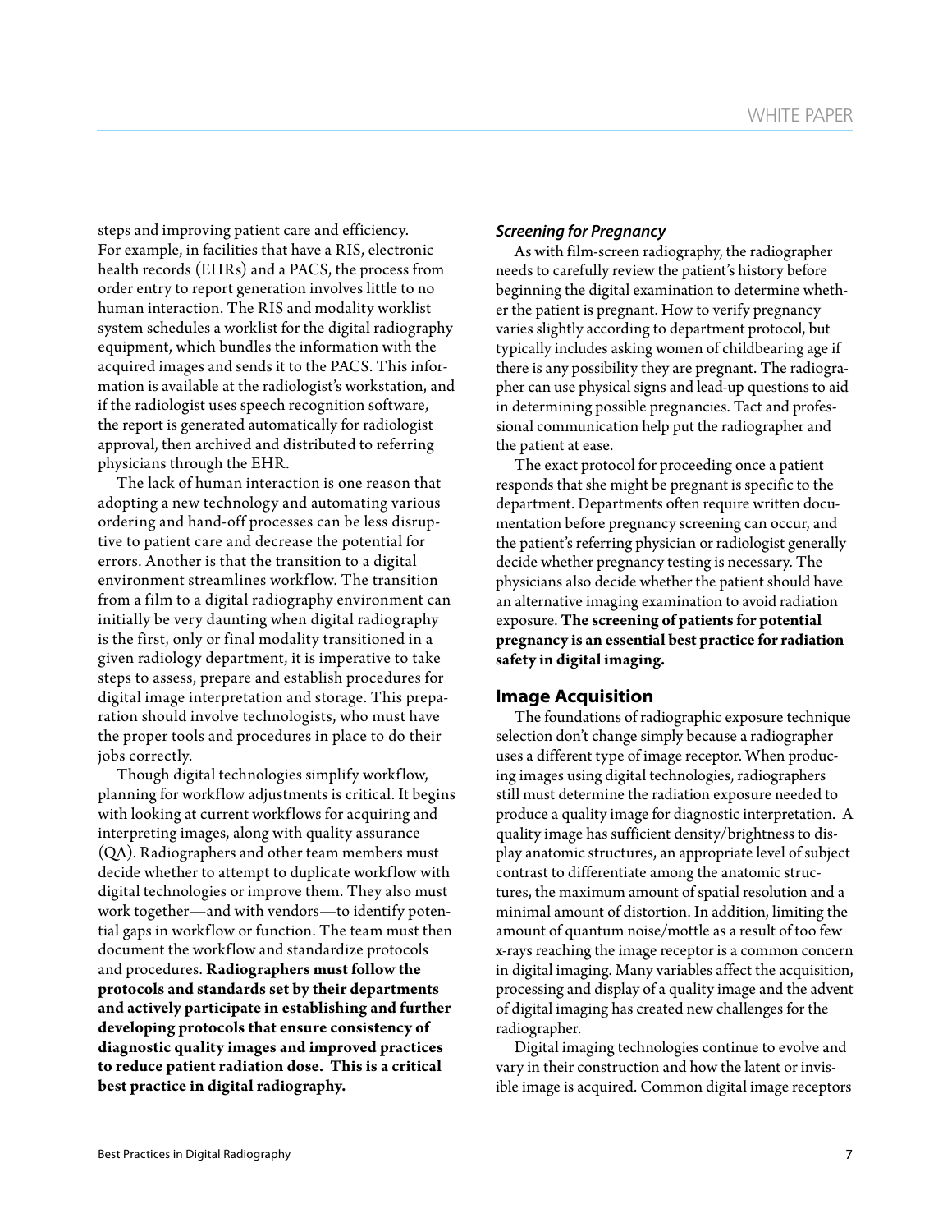steps and improving patient care and efficiency. For example, in facilities that have a RIS, electronic health records (EHRs) and a PACS, the process from order entry to report generation involves little to no human interaction. The RIS and modality worklist system schedules a worklist for the digital radiography equipment, which bundles the information with the acquired images and sends it to the PACS. This information is available at the radiologist's workstation, and if the radiologist uses speech recognition software, the report is generated automatically for radiologist approval, then archived and distributed to referring physicians through the EHR.

The lack of human interaction is one reason that adopting a new technology and automating various ordering and hand-off processes can be less disruptive to patient care and decrease the potential for errors. Another is that the transition to a digital environment streamlines workflow. The transition from a film to a digital radiography environment can initially be very daunting when digital radiography is the first, only or final modality transitioned in a given radiology department, it is imperative to take steps to assess, prepare and establish procedures for digital image interpretation and storage. This preparation should involve technologists, who must have the proper tools and procedures in place to do their jobs correctly.

Though digital technologies simplify workflow, planning for workflow adjustments is critical. It begins with looking at current workflows for acquiring and interpreting images, along with quality assurance (QA). Radiographers and other team members must decide whether to attempt to duplicate workflow with digital technologies or improve them. They also must work together—and with vendors—to identify potential gaps in workflow or function. The team must then document the workflow and standardize protocols and procedures. **Radiographers must follow the protocols and standards set by their departments and actively participate in establishing and further developing protocols that ensure consistency of diagnostic quality images and improved practices to reduce patient radiation dose. This is a critical best practice in digital radiography.**

### *Screening for Pregnancy*

As with film-screen radiography, the radiographer needs to carefully review the patient's history before beginning the digital examination to determine whether the patient is pregnant. How to verify pregnancy varies slightly according to department protocol, but typically includes asking women of childbearing age if there is any possibility they are pregnant. The radiographer can use physical signs and lead-up questions to aid in determining possible pregnancies. Tact and professional communication help put the radiographer and the patient at ease.

The exact protocol for proceeding once a patient responds that she might be pregnant is specific to the department. Departments often require written documentation before pregnancy screening can occur, and the patient's referring physician or radiologist generally decide whether pregnancy testing is necessary. The physicians also decide whether the patient should have an alternative imaging examination to avoid radiation exposure. **The screening of patients for potential pregnancy is an essential best practice for radiation safety in digital imaging.**

## Image Acquisition

The foundations of radiographic exposure technique selection don't change simply because a radiographer uses a different type of image receptor. When producing images using digital technologies, radiographers still must determine the radiation exposure needed to produce a quality image for diagnostic interpretation. A quality image has sufficient density/brightness to display anatomic structures, an appropriate level of subject contrast to differentiate among the anatomic structures, the maximum amount of spatial resolution and a minimal amount of distortion. In addition, limiting the amount of quantum noise/mottle as a result of too few x-rays reaching the image receptor is a common concern in digital imaging. Many variables affect the acquisition, processing and display of a quality image and the advent of digital imaging has created new challenges for the radiographer.

Digital imaging technologies continue to evolve and vary in their construction and how the latent or invisible image is acquired. Common digital image receptors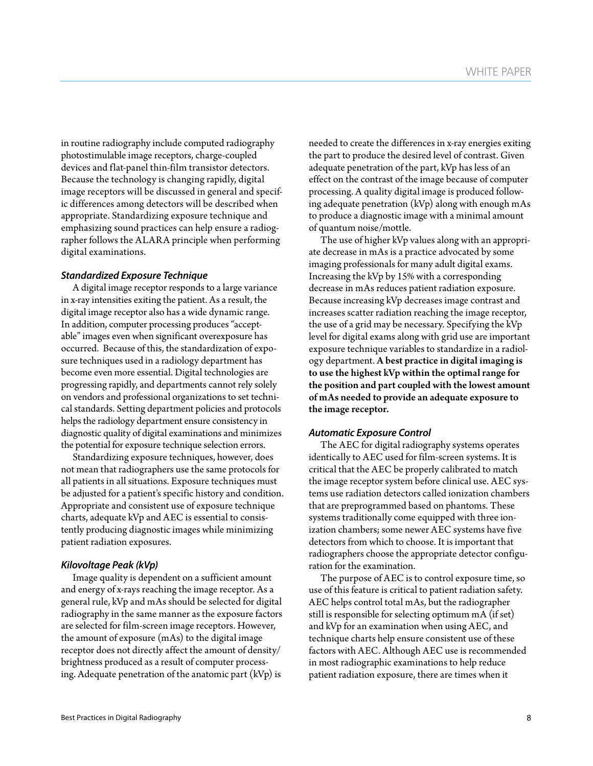in routine radiography include computed radiography photostimulable image receptors, charge-coupled devices and flat-panel thin-film transistor detectors. Because the technology is changing rapidly, digital image receptors will be discussed in general and specific differences among detectors will be described when appropriate. Standardizing exposure technique and emphasizing sound practices can help ensure a radiographer follows the ALARA principle when performing digital examinations.

### *Standardized Exposure Technique*

A digital image receptor responds to a large variance in x-ray intensities exiting the patient. As a result, the digital image receptor also has a wide dynamic range. In addition, computer processing produces "acceptable" images even when significant overexposure has occurred. Because of this, the standardization of exposure techniques used in a radiology department has become even more essential. Digital technologies are progressing rapidly, and departments cannot rely solely on vendors and professional organizations to set technical standards. Setting department policies and protocols helps the radiology department ensure consistency in diagnostic quality of digital examinations and minimizes the potential for exposure technique selection errors.

Standardizing exposure techniques, however, does not mean that radiographers use the same protocols for all patients in all situations. Exposure techniques must be adjusted for a patient's specific history and condition. Appropriate and consistent use of exposure technique charts, adequate kVp and AEC is essential to consistently producing diagnostic images while minimizing patient radiation exposures.

### *Kilovoltage Peak (kVp)*

Image quality is dependent on a sufficient amount and energy of x-rays reaching the image receptor. As a general rule, kVp and mAs should be selected for digital radiography in the same manner as the exposure factors are selected for film-screen image receptors. However, the amount of exposure (mAs) to the digital image receptor does not directly affect the amount of density/brightness produced as a result of computer processing. Adequate penetration of the anatomic part (kVp) is needed to create the differences in x-ray energies exiting the part to produce the desired level of contrast. Given adequate penetration of the part, kVp has less of an effect on the contrast of the image because of computer processing. A quality digital image is produced following adequate penetration (kVp) along with enough mAs to produce a diagnostic image with a minimal amount of quantum noise/mottle.

The use of higher kVp values along with an appropriate decrease in mAs is a practice advocated by some imaging professionals for many adult digital exams. Increasing the kVp by 15% with a corresponding decrease in mAs reduces patient radiation exposure. Because increasing kVp decreases image contrast and increases scatter radiation reaching the image receptor, the use of a grid may be necessary. Specifying the kVp level for digital exams along with grid use are important exposure technique variables to standardize in a radiology department. **A best practice in digital imaging is to use the highest kVp within the optimal range for the position and part coupled with the lowest amount of mAs needed to provide an adequate exposure to the image receptor.**

### *Automatic Exposure Control*

The AEC for digital radiography systems operates identically to AEC used for film-screen systems. It is critical that the AEC be properly calibrated to match the image receptor system before clinical use. AEC systems use radiation detectors called ionization chambers that are preprogrammed based on phantoms. These systems traditionally come equipped with three ionization chambers; some newer AEC systems have five detectors from which to choose. It is important that radiographers choose the appropriate detector configuration for the examination.

The purpose of AEC is to control exposure time, so use of this feature is critical to patient radiation safety. AEC helps control total mAs, but the radiographer still is responsible for selecting optimum mA (if set) and kVp for an examination when using AEC, and technique charts help ensure consistent use of these factors with AEC. Although AEC use is recommended in most radiographic examinations to help reduce patient radiation exposure, there are times when it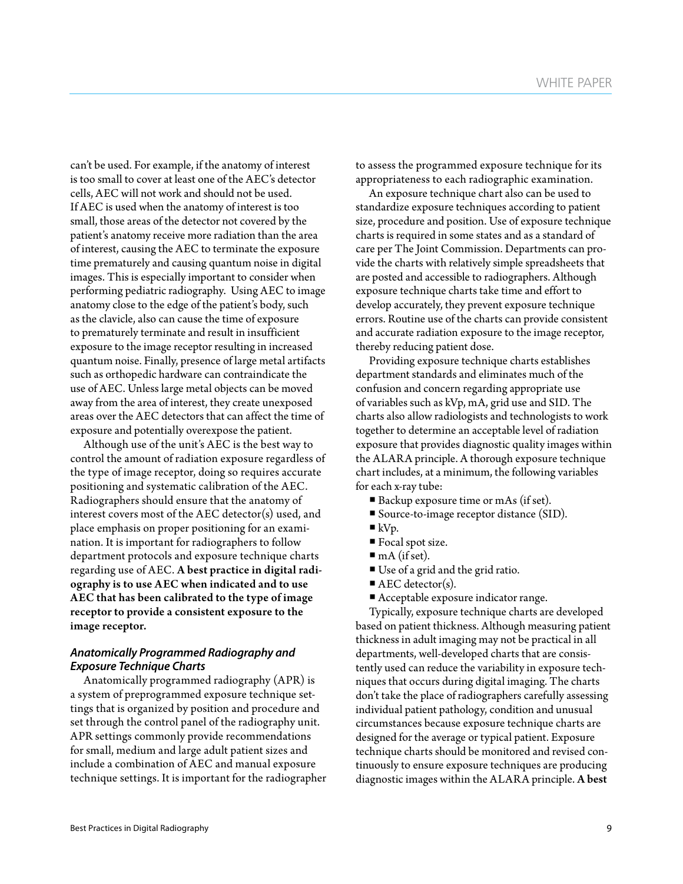can't be used. For example, if the anatomy of interest is too small to cover at least one of the AEC's detector cells, AEC will not work and should not be used. If AEC is used when the anatomy of interest is too small, those areas of the detector not covered by the patient's anatomy receive more radiation than the area of interest, causing the AEC to terminate the exposure time prematurely and causing quantum noise in digital images. This is especially important to consider when performing pediatric radiography. Using AEC to image anatomy close to the edge of the patient's body, such as the clavicle, also can cause the time of exposure to prematurely terminate and result in insufficient exposure to the image receptor resulting in increased quantum noise. Finally, presence of large metal artifacts such as orthopedic hardware can contraindicate the use of AEC. Unless large metal objects can be moved away from the area of interest, they create unexposed areas over the AEC detectors that can affect the time of exposure and potentially overexpose the patient.

Although use of the unit's AEC is the best way to control the amount of radiation exposure regardless of the type of image receptor, doing so requires accurate positioning and systematic calibration of the AEC. Radiographers should ensure that the anatomy of interest covers most of the AEC detector(s) used, and place emphasis on proper positioning for an examination. It is important for radiographers to follow department protocols and exposure technique charts regarding use of AEC. **A best practice in digital radiography is to use AEC when indicated and to use AEC that has been calibrated to the type of image receptor to provide a consistent exposure to the image receptor.**

### *Anatomically Programmed Radiography and Exposure Technique Charts*

Anatomically programmed radiography (APR) is a system of preprogrammed exposure technique settings that is organized by position and procedure and set through the control panel of the radiography unit. APR settings commonly provide recommendations for small, medium and large adult patient sizes and include a combination of AEC and manual exposure technique settings. It is important for the radiographer to assess the programmed exposure technique for its appropriateness to each radiographic examination.

An exposure technique chart also can be used to standardize exposure techniques according to patient size, procedure and position. Use of exposure technique charts is required in some states and as a standard of care per The Joint Commission. Departments can provide the charts with relatively simple spreadsheets that are posted and accessible to radiographers. Although exposure technique charts take time and effort to develop accurately, they prevent exposure technique errors. Routine use of the charts can provide consistent and accurate radiation exposure to the image receptor, thereby reducing patient dose.

Providing exposure technique charts establishes department standards and eliminates much of the confusion and concern regarding appropriate use of variables such as kVp, mA, grid use and SID. The charts also allow radiologists and technologists to work together to determine an acceptable level of radiation exposure that provides diagnostic quality images within the ALARA principle. A thorough exposure technique chart includes, at a minimum, the following variables for each x-ray tube:

- Backup exposure time or mAs (if set).
- Source-to-image receptor distance (SID).
- kVp.
- Focal spot size.
- mA (if set).
- Use of a grid and the grid ratio.
- AEC detector(s).
- Acceptable exposure indicator range.

Typically, exposure technique charts are developed based on patient thickness. Although measuring patient thickness in adult imaging may not be practical in all departments, well-developed charts that are consistently used can reduce the variability in exposure techniques that occurs during digital imaging. The charts don't take the place of radiographers carefully assessing individual patient pathology, condition and unusual circumstances because exposure technique charts are designed for the average or typical patient. Exposure technique charts should be monitored and revised continuously to ensure exposure techniques are producing diagnostic images within the ALARA principle. **A best**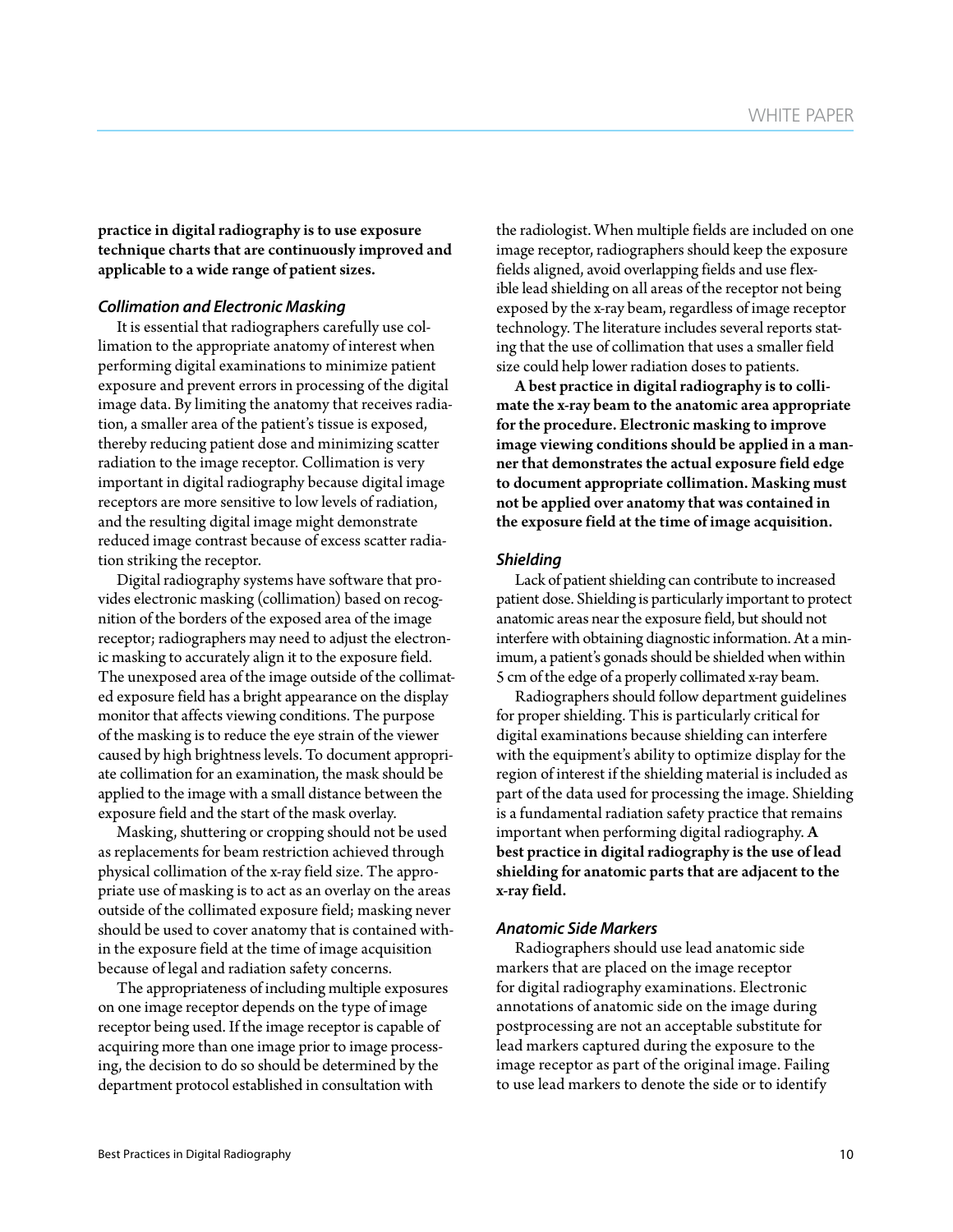**practice in digital radiography is to use exposure technique charts that are continuously improved and applicable to a wide range of patient sizes.**

### *Collimation and Electronic Masking*

It is essential that radiographers carefully use collimation to the appropriate anatomy of interest when performing digital examinations to minimize patient exposure and prevent errors in processing of the digital image data. By limiting the anatomy that receives radiation, a smaller area of the patient's tissue is exposed, thereby reducing patient dose and minimizing scatter radiation to the image receptor. Collimation is very important in digital radiography because digital image receptors are more sensitive to low levels of radiation, and the resulting digital image might demonstrate reduced image contrast because of excess scatter radiation striking the receptor.

Digital radiography systems have software that provides electronic masking (collimation) based on recognition of the borders of the exposed area of the image receptor; radiographers may need to adjust the electronic masking to accurately align it to the exposure field. The unexposed area of the image outside of the collimated exposure field has a bright appearance on the display monitor that affects viewing conditions. The purpose of the masking is to reduce the eye strain of the viewer caused by high brightness levels. To document appropriate collimation for an examination, the mask should be applied to the image with a small distance between the exposure field and the start of the mask overlay.

Masking, shuttering or cropping should not be used as replacements for beam restriction achieved through physical collimation of the x-ray field size. The appropriate use of masking is to act as an overlay on the areas outside of the collimated exposure field; masking never should be used to cover anatomy that is contained within the exposure field at the time of image acquisition because of legal and radiation safety concerns.

The appropriateness of including multiple exposures on one image receptor depends on the type of image receptor being used. If the image receptor is capable of acquiring more than one image prior to image processing, the decision to do so should be determined by the department protocol established in consultation with the radiologist. When multiple fields are included on one image receptor, radiographers should keep the exposure fields aligned, avoid overlapping fields and use flexible lead shielding on all areas of the receptor not being exposed by the x-ray beam, regardless of image receptor technology. The literature includes several reports stating that the use of collimation that uses a smaller field size could help lower radiation doses to patients.

**A best practice in digital radiography is to collimate the x-ray beam to the anatomic area appropriate for the procedure. Electronic masking to improve image viewing conditions should be applied in a manner that demonstrates the actual exposure field edge to document appropriate collimation. Masking must not be applied over anatomy that was contained in the exposure field at the time of image acquisition.**

### *Shielding*

Lack of patient shielding can contribute to increased patient dose. Shielding is particularly important to protect anatomic areas near the exposure field, but should not interfere with obtaining diagnostic information. At a minimum, a patient's gonads should be shielded when within 5 cm of the edge of a properly collimated x-ray beam.

Radiographers should follow department guidelines for proper shielding. This is particularly critical for digital examinations because shielding can interfere with the equipment's ability to optimize display for the region of interest if the shielding material is included as part of the data used for processing the image. Shielding is a fundamental radiation safety practice that remains important when performing digital radiography. **A best practice in digital radiography is the use of lead shielding for anatomic parts that are adjacent to the x-ray field.**

### *Anatomic Side Markers*

Radiographers should use lead anatomic side markers that are placed on the image receptor for digital radiography examinations. Electronic annotations of anatomic side on the image during postprocessing are not an acceptable substitute for lead markers captured during the exposure to the image receptor as part of the original image. Failing to use lead markers to denote the side or to identify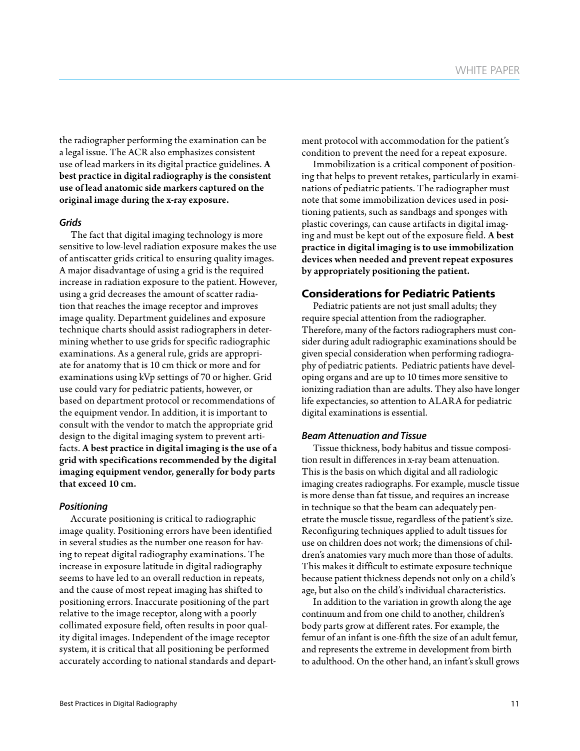the radiographer performing the examination can be a legal issue. The ACR also emphasizes consistent use of lead markers in its digital practice guidelines. **A best practice in digital radiography is the consistent use of lead anatomic side markers captured on the original image during the x-ray exposure.**

### *Grids*

The fact that digital imaging technology is more sensitive to low-level radiation exposure makes the use of antiscatter grids critical to ensuring quality images. A major disadvantage of using a grid is the required increase in radiation exposure to the patient. However, using a grid decreases the amount of scatter radiation that reaches the image receptor and improves image quality. Department guidelines and exposure technique charts should assist radiographers in determining whether to use grids for specific radiographic examinations. As a general rule, grids are appropriate for anatomy that is 10 cm thick or more and for examinations using kVp settings of 70 or higher. Grid use could vary for pediatric patients, however, or based on department protocol or recommendations of the equipment vendor. In addition, it is important to consult with the vendor to match the appropriate grid design to the digital imaging system to prevent artifacts. **A best practice in digital imaging is the use of a grid with specifications recommended by the digital imaging equipment vendor, generally for body parts that exceed 10 cm.**

### *Positioning*

Accurate positioning is critical to radiographic image quality. Positioning errors have been identified in several studies as the number one reason for having to repeat digital radiography examinations. The increase in exposure latitude in digital radiography seems to have led to an overall reduction in repeats, and the cause of most repeat imaging has shifted to positioning errors. Inaccurate positioning of the part relative to the image receptor, along with a poorly collimated exposure field, often results in poor quality digital images. Independent of the image receptor system, it is critical that all positioning be performed accurately according to national standards and department protocol with accommodation for the patient's condition to prevent the need for a repeat exposure.

Immobilization is a critical component of positioning that helps to prevent retakes, particularly in examinations of pediatric patients. The radiographer must note that some immobilization devices used in positioning patients, such as sandbags and sponges with plastic coverings, can cause artifacts in digital imaging and must be kept out of the exposure field. **A best practice in digital imaging is to use immobilization devices when needed and prevent repeat exposures by appropriately positioning the patient.**

## Considerations for Pediatric Patients

Pediatric patients are not just small adults; they require special attention from the radiographer. Therefore, many of the factors radiographers must consider during adult radiographic examinations should be given special consideration when performing radiography of pediatric patients. Pediatric patients have developing organs and are up to 10 times more sensitive to ionizing radiation than are adults. They also have longer life expectancies, so attention to ALARA for pediatric digital examinations is essential.

### *Beam Attenuation and Tissue*

Tissue thickness, body habitus and tissue composition result in differences in x-ray beam attenuation. This is the basis on which digital and all radiologic imaging creates radiographs. For example, muscle tissue is more dense than fat tissue, and requires an increase in technique so that the beam can adequately penetrate the muscle tissue, regardless of the patient's size. Reconfiguring techniques applied to adult tissues for use on children does not work; the dimensions of children's anatomies vary much more than those of adults. This makes it difficult to estimate exposure technique because patient thickness depends not only on a child's age, but also on the child's individual characteristics.

In addition to the variation in growth along the age continuum and from one child to another, children's body parts grow at different rates. For example, the femur of an infant is one-fifth the size of an adult femur, and represents the extreme in development from birth to adulthood. On the other hand, an infant's skull grows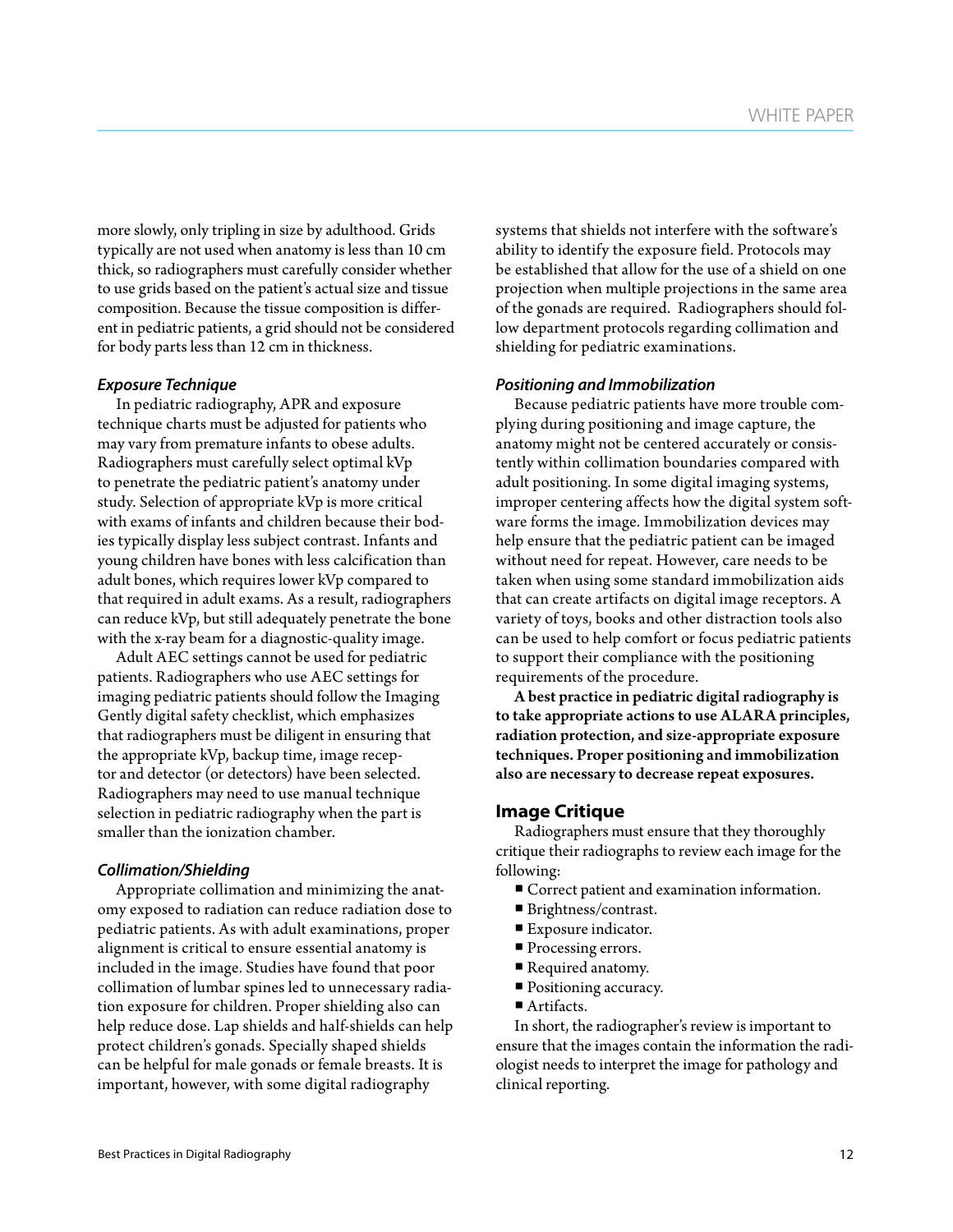more slowly, only tripling in size by adulthood. Grids typically are not used when anatomy is less than 10 cm thick, so radiographers must carefully consider whether to use grids based on the patient's actual size and tissue composition. Because the tissue composition is different in pediatric patients, a grid should not be considered for body parts less than 12 cm in thickness.

### *Exposure Technique*

In pediatric radiography, APR and exposure technique charts must be adjusted for patients who may vary from premature infants to obese adults. Radiographers must carefully select optimal kVp to penetrate the pediatric patient's anatomy under study. Selection of appropriate kVp is more critical with exams of infants and children because their bodies typically display less subject contrast. Infants and young children have bones with less calcification than adult bones, which requires lower kVp compared to that required in adult exams. As a result, radiographers can reduce kVp, but still adequately penetrate the bone with the x-ray beam for a diagnostic-quality image.

Adult AEC settings cannot be used for pediatric patients. Radiographers who use AEC settings for imaging pediatric patients should follow the Imaging Gently digital safety checklist, which emphasizes that radiographers must be diligent in ensuring that the appropriate kVp, backup time, image receptor and detector (or detectors) have been selected. Radiographers may need to use manual technique selection in pediatric radiography when the part is smaller than the ionization chamber.

### *Collimation/Shielding*

Appropriate collimation and minimizing the anatomy exposed to radiation can reduce radiation dose to pediatric patients. As with adult examinations, proper alignment is critical to ensure essential anatomy is included in the image. Studies have found that poor collimation of lumbar spines led to unnecessary radiation exposure for children. Proper shielding also can help reduce dose. Lap shields and half-shields can help protect children's gonads. Specially shaped shields can be helpful for male gonads or female breasts. It is important, however, with some digital radiography systems that shields not interfere with the software's ability to identify the exposure field. Protocols may be established that allow for the use of a shield on one projection when multiple projections in the same area of the gonads are required. Radiographers should follow department protocols regarding collimation and shielding for pediatric examinations.

### *Positioning and Immobilization*

Because pediatric patients have more trouble complying during positioning and image capture, the anatomy might not be centered accurately or consistently within collimation boundaries compared with adult positioning. In some digital imaging systems, improper centering affects how the digital system software forms the image. Immobilization devices may help ensure that the pediatric patient can be imaged without need for repeat. However, care needs to be taken when using some standard immobilization aids that can create artifacts on digital image receptors. A variety of toys, books and other distraction tools also can be used to help comfort or focus pediatric patients to support their compliance with the positioning requirements of the procedure.

**A best practice in pediatric digital radiography is to take appropriate actions to use ALARA principles, radiation protection, and size-appropriate exposure techniques. Proper positioning and immobilization also are necessary to decrease repeat exposures.**

## Image Critique

Radiographers must ensure that they thoroughly critique their radiographs to review each image for the following:

- Correct patient and examination information.
- Brightness/contrast.
- Exposure indicator.
- Processing errors.
- Required anatomy.
- Positioning accuracy.
- Artifacts.

In short, the radiographer's review is important to ensure that the images contain the information the radiologist needs to interpret the image for pathology and clinical reporting.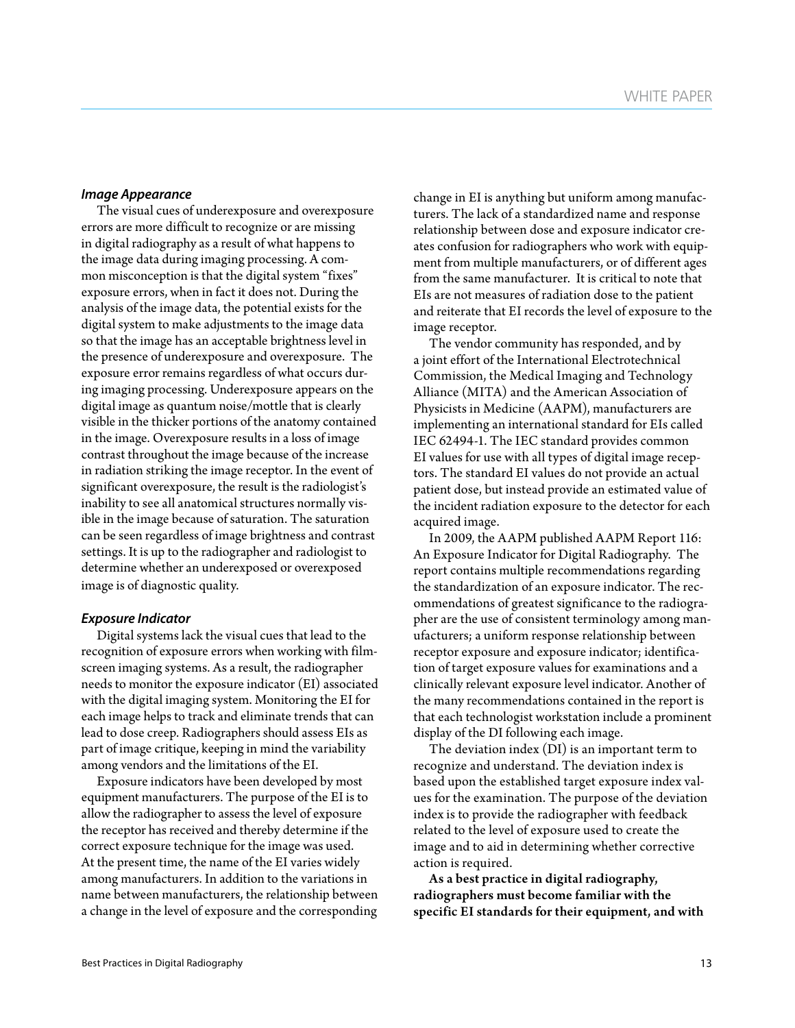### *Image Appearance*

The visual cues of underexposure and overexposure errors are more difficult to recognize or are missing in digital radiography as a result of what happens to the image data during imaging processing. A common misconception is that the digital system "fixes" exposure errors, when in fact it does not. During the analysis of the image data, the potential exists for the digital system to make adjustments to the image data so that the image has an acceptable brightness level in the presence of underexposure and overexposure. The exposure error remains regardless of what occurs during imaging processing. Underexposure appears on the digital image as quantum noise/mottle that is clearly visible in the thicker portions of the anatomy contained in the image. Overexposure results in a loss of image contrast throughout the image because of the increase in radiation striking the image receptor. In the event of significant overexposure, the result is the radiologist's inability to see all anatomical structures normally visible in the image because of saturation. The saturation can be seen regardless of image brightness and contrast settings. It is up to the radiographer and radiologist to determine whether an underexposed or overexposed image is of diagnostic quality.

### *Exposure Indicator*

Digital systems lack the visual cues that lead to the recognition of exposure errors when working with film-screen imaging systems. As a result, the radiographer needs to monitor the exposure indicator (EI) associated with the digital imaging system. Monitoring the EI for each image helps to track and eliminate trends that can lead to dose creep. Radiographers should assess EIs as part of image critique, keeping in mind the variability among vendors and the limitations of the EI.

Exposure indicators have been developed by most equipment manufacturers. The purpose of the EI is to allow the radiographer to assess the level of exposure the receptor has received and thereby determine if the correct exposure technique for the image was used. At the present time, the name of the EI varies widely among manufacturers. In addition to the variations in name between manufacturers, the relationship between a change in the level of exposure and the corresponding change in EI is anything but uniform among manufacturers. The lack of a standardized name and response relationship between dose and exposure indicator creates confusion for radiographers who work with equipment from multiple manufacturers, or of different ages from the same manufacturer. It is critical to note that EIs are not measures of radiation dose to the patient and reiterate that EI records the level of exposure to the image receptor.

The vendor community has responded, and by a joint effort of the International Electrotechnical Commission, the Medical Imaging and Technology Alliance (MITA) and the American Association of Physicists in Medicine (AAPM), manufacturers are implementing an international standard for EIs called IEC 62494-1. The IEC standard provides common EI values for use with all types of digital image receptors. The standard EI values do not provide an actual patient dose, but instead provide an estimated value of the incident radiation exposure to the detector for each acquired image.

In 2009, the AAPM published AAPM Report 116: An Exposure Indicator for Digital Radiography. The report contains multiple recommendations regarding the standardization of an exposure indicator. The recommendations of greatest significance to the radiographer are the use of consistent terminology among manufacturers; a uniform response relationship between receptor exposure and exposure indicator; identification of target exposure values for examinations and a clinically relevant exposure level indicator. Another of the many recommendations contained in the report is that each technologist workstation include a prominent display of the DI following each image.

The deviation index (DI) is an important term to recognize and understand. The deviation index is based upon the established target exposure index values for the examination. The purpose of the deviation index is to provide the radiographer with feedback related to the level of exposure used to create the image and to aid in determining whether corrective action is required.

**As a best practice in digital radiography, radiographers must become familiar with the specific EI standards for their equipment, and with**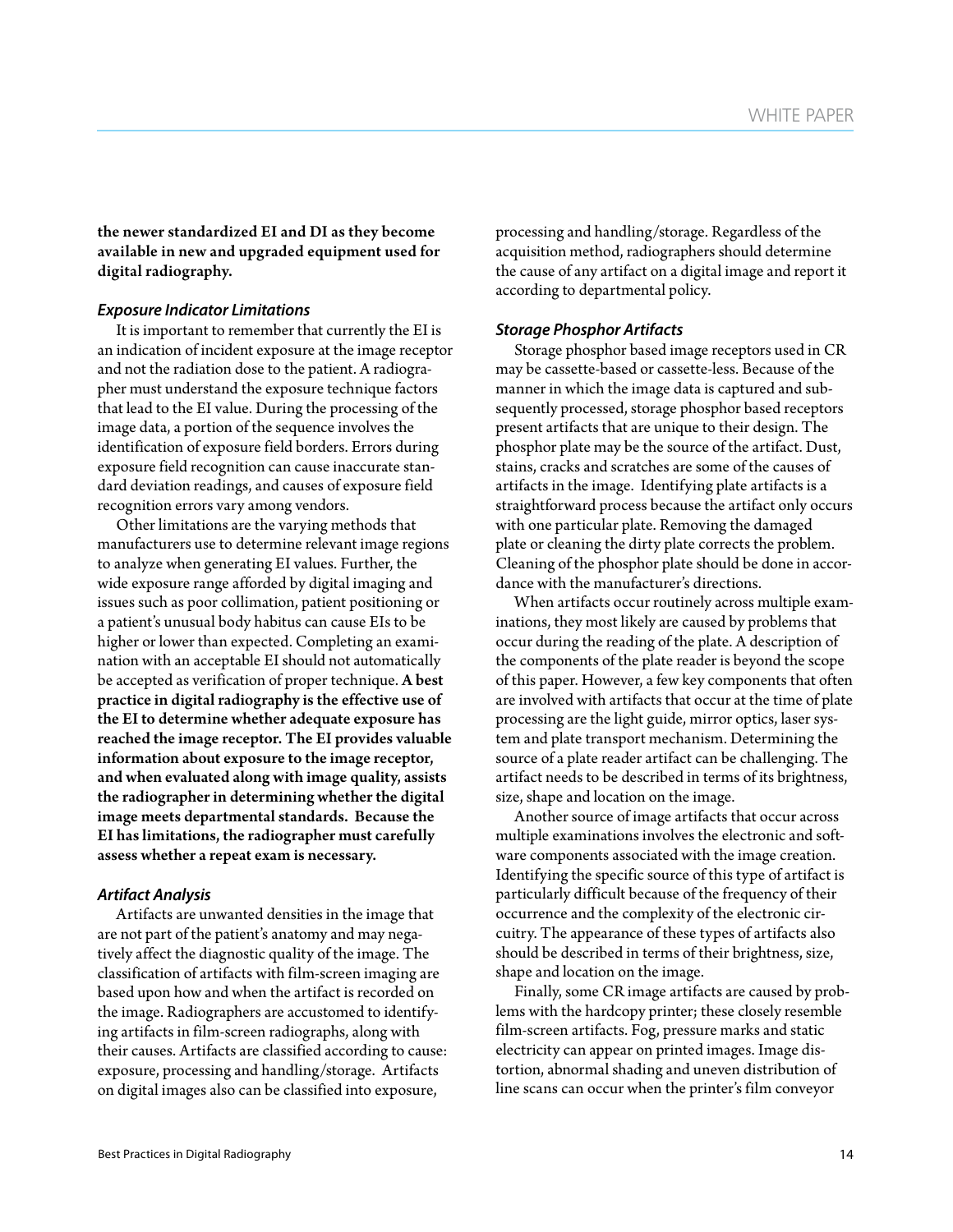**the newer standardized EI and DI as they become available in new and upgraded equipment used for digital radiography.**

### *Exposure Indicator Limitations*

It is important to remember that currently the EI is an indication of incident exposure at the image receptor and not the radiation dose to the patient. A radiographer must understand the exposure technique factors that lead to the EI value. During the processing of the image data, a portion of the sequence involves the identification of exposure field borders. Errors during exposure field recognition can cause inaccurate standard deviation readings, and causes of exposure field recognition errors vary among vendors.

Other limitations are the varying methods that manufacturers use to determine relevant image regions to analyze when generating EI values. Further, the wide exposure range afforded by digital imaging and issues such as poor collimation, patient positioning or a patient's unusual body habitus can cause EIs to be higher or lower than expected. Completing an examination with an acceptable EI should not automatically be accepted as verification of proper technique. **A best practice in digital radiography is the effective use of the EI to determine whether adequate exposure has reached the image receptor. The EI provides valuable information about exposure to the image receptor, and when evaluated along with image quality, assists the radiographer in determining whether the digital image meets departmental standards. Because the EI has limitations, the radiographer must carefully assess whether a repeat exam is necessary.**

### *Artifact Analysis*

Artifacts are unwanted densities in the image that are not part of the patient's anatomy and may negatively affect the diagnostic quality of the image. The classification of artifacts with film-screen imaging are based upon how and when the artifact is recorded on the image. Radiographers are accustomed to identifying artifacts in film-screen radiographs, along with their causes. Artifacts are classified according to cause: exposure, processing and handling/storage. Artifacts on digital images also can be classified into exposure, processing and handling/storage. Regardless of the acquisition method, radiographers should determine the cause of any artifact on a digital image and report it according to departmental policy.

### *Storage Phosphor Artifacts*

Storage phosphor based image receptors used in CR may be cassette-based or cassette-less. Because of the manner in which the image data is captured and subsequently processed, storage phosphor based receptors present artifacts that are unique to their design. The phosphor plate may be the source of the artifact. Dust, stains, cracks and scratches are some of the causes of artifacts in the image. Identifying plate artifacts is a straightforward process because the artifact only occurs with one particular plate. Removing the damaged plate or cleaning the dirty plate corrects the problem. Cleaning of the phosphor plate should be done in accordance with the manufacturer's directions.

When artifacts occur routinely across multiple examinations, they most likely are caused by problems that occur during the reading of the plate. A description of the components of the plate reader is beyond the scope of this paper. However, a few key components that often are involved with artifacts that occur at the time of plate processing are the light guide, mirror optics, laser system and plate transport mechanism. Determining the source of a plate reader artifact can be challenging. The artifact needs to be described in terms of its brightness, size, shape and location on the image.

Another source of image artifacts that occur across multiple examinations involves the electronic and software components associated with the image creation. Identifying the specific source of this type of artifact is particularly difficult because of the frequency of their occurrence and the complexity of the electronic circuitry. The appearance of these types of artifacts also should be described in terms of their brightness, size, shape and location on the image.

Finally, some CR image artifacts are caused by problems with the hardcopy printer; these closely resemble film-screen artifacts. Fog, pressure marks and static electricity can appear on printed images. Image distortion, abnormal shading and uneven distribution of line scans can occur when the printer's film conveyor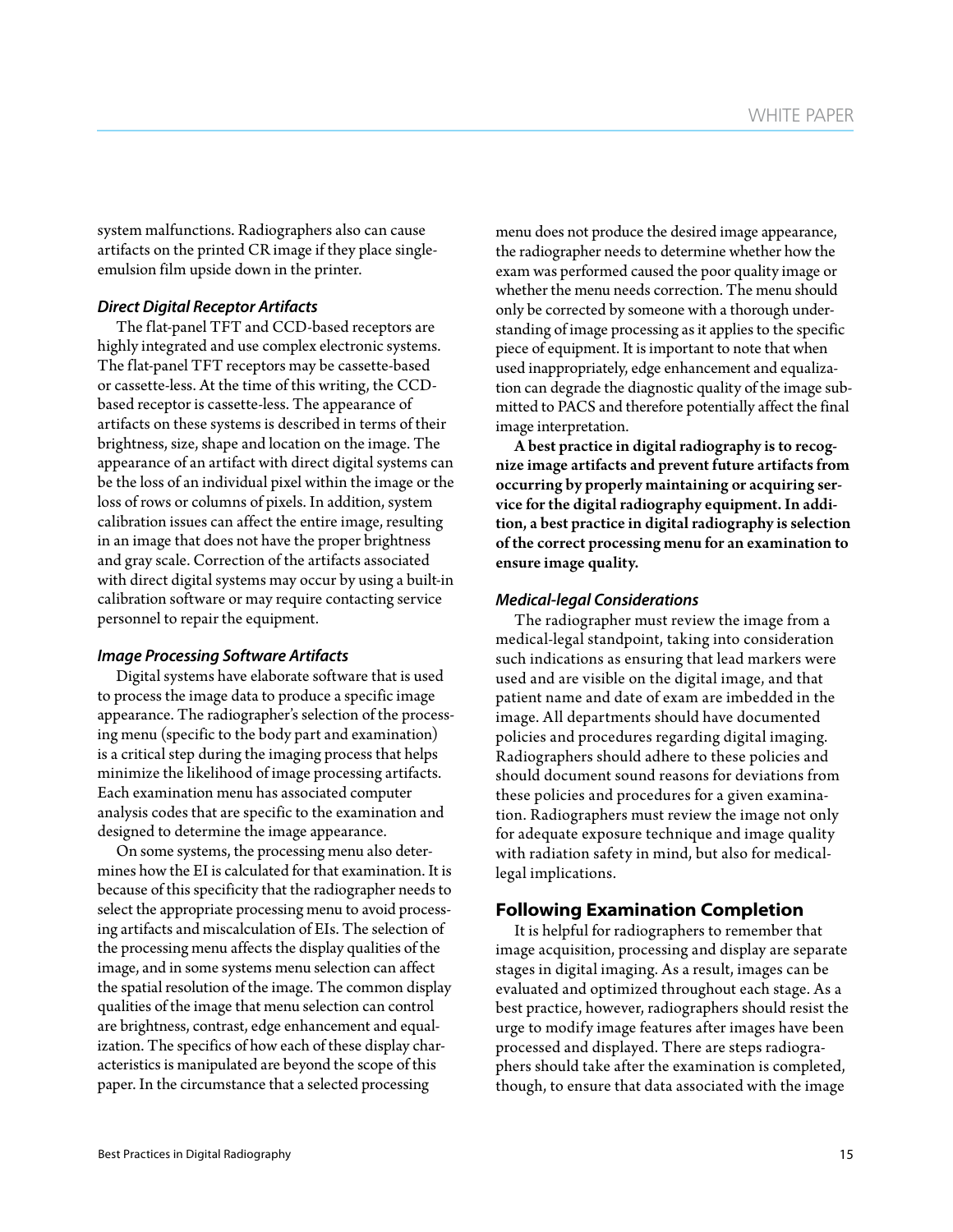system malfunctions. Radiographers also can cause artifacts on the printed CR image if they place single-emulsion film upside down in the printer.

### *Direct Digital Receptor Artifacts*

The flat-panel TFT and CCD-based receptors are highly integrated and use complex electronic systems. The flat-panel TFT receptors may be cassette-based or cassette-less. At the time of this writing, the CCD-based receptor is cassette-less. The appearance of artifacts on these systems is described in terms of their brightness, size, shape and location on the image. The appearance of an artifact with direct digital systems can be the loss of an individual pixel within the image or the loss of rows or columns of pixels. In addition, system calibration issues can affect the entire image, resulting in an image that does not have the proper brightness and gray scale. Correction of the artifacts associated with direct digital systems may occur by using a built-in calibration software or may require contacting service personnel to repair the equipment.

### *Image Processing Software Artifacts*

Digital systems have elaborate software that is used to process the image data to produce a specific image appearance. The radiographer's selection of the processing menu (specific to the body part and examination) is a critical step during the imaging process that helps minimize the likelihood of image processing artifacts. Each examination menu has associated computer analysis codes that are specific to the examination and designed to determine the image appearance.

On some systems, the processing menu also determines how the EI is calculated for that examination. It is because of this specificity that the radiographer needs to select the appropriate processing menu to avoid processing artifacts and miscalculation of EIs. The selection of the processing menu affects the display qualities of the image, and in some systems menu selection can affect the spatial resolution of the image. The common display qualities of the image that menu selection can control are brightness, contrast, edge enhancement and equalization. The specifics of how each of these display characteristics is manipulated are beyond the scope of this paper. In the circumstance that a selected processing menu does not produce the desired image appearance, the radiographer needs to determine whether how the exam was performed caused the poor quality image or whether the menu needs correction. The menu should only be corrected by someone with a thorough understanding of image processing as it applies to the specific piece of equipment. It is important to note that when used inappropriately, edge enhancement and equalization can degrade the diagnostic quality of the image submitted to PACS and therefore potentially affect the final image interpretation.

**A best practice in digital radiography is to recognize image artifacts and prevent future artifacts from occurring by properly maintaining or acquiring service for the digital radiography equipment. In addition, a best practice in digital radiography is selection of the correct processing menu for an examination to ensure image quality.**

### *Medical-legal Considerations*

The radiographer must review the image from a medical-legal standpoint, taking into consideration such indications as ensuring that lead markers were used and are visible on the digital image, and that patient name and date of exam are imbedded in the image. All departments should have documented policies and procedures regarding digital imaging. Radiographers should adhere to these policies and should document sound reasons for deviations from these policies and procedures for a given examination. Radiographers must review the image not only for adequate exposure technique and image quality with radiation safety in mind, but also for medical-legal implications.

## Following Examination Completion

It is helpful for radiographers to remember that image acquisition, processing and display are separate stages in digital imaging. As a result, images can be evaluated and optimized throughout each stage. As a best practice, however, radiographers should resist the urge to modify image features after images have been processed and displayed. There are steps radiographers should take after the examination is completed, though, to ensure that data associated with the image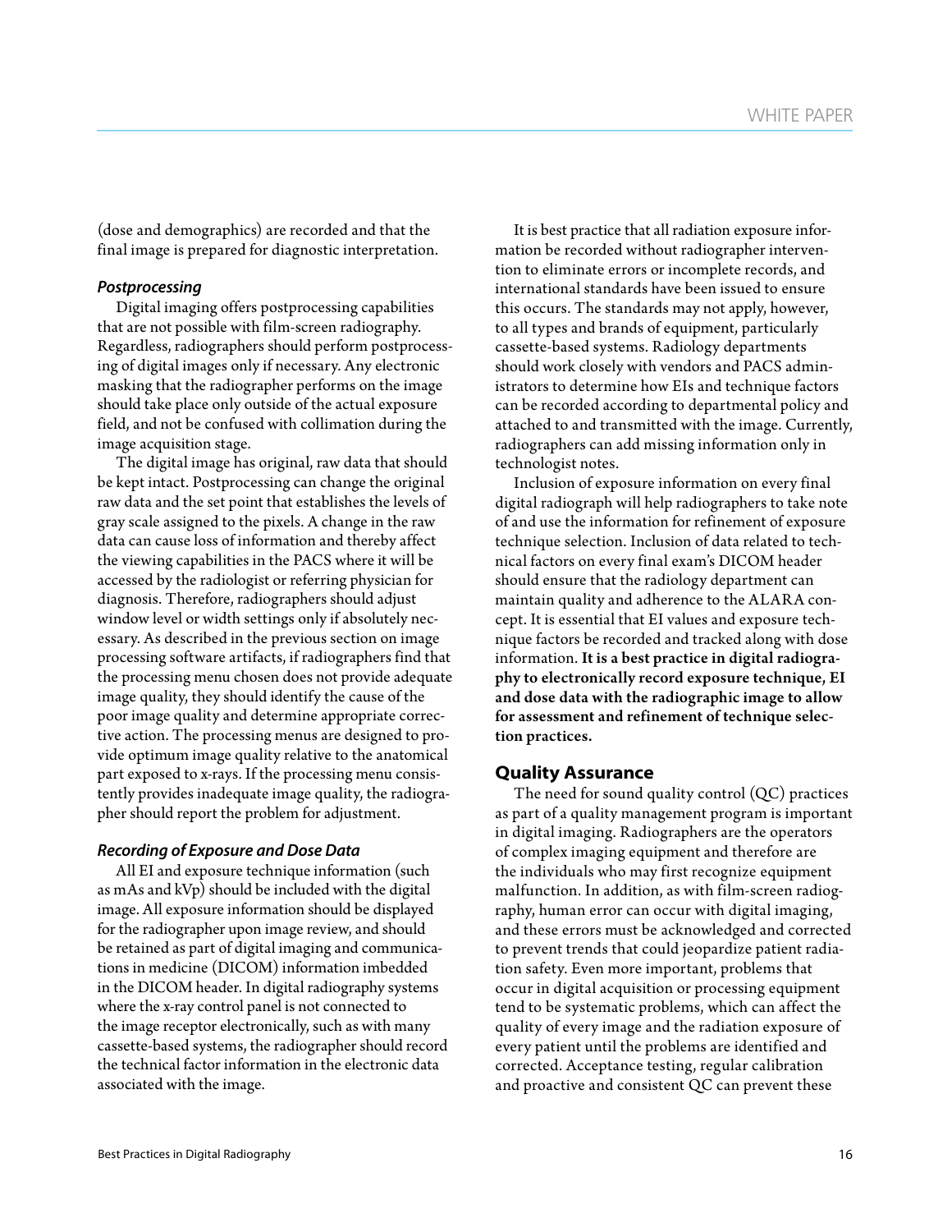(dose and demographics) are recorded and that the final image is prepared for diagnostic interpretation.

### *Postprocessing*

Digital imaging offers postprocessing capabilities that are not possible with film-screen radiography. Regardless, radiographers should perform postprocessing of digital images only if necessary. Any electronic masking that the radiographer performs on the image should take place only outside of the actual exposure field, and not be confused with collimation during the image acquisition stage.

The digital image has original, raw data that should be kept intact. Postprocessing can change the original raw data and the set point that establishes the levels of gray scale assigned to the pixels. A change in the raw data can cause loss of information and thereby affect the viewing capabilities in the PACS where it will be accessed by the radiologist or referring physician for diagnosis. Therefore, radiographers should adjust window level or width settings only if absolutely necessary. As described in the previous section on image processing software artifacts, if radiographers find that the processing menu chosen does not provide adequate image quality, they should identify the cause of the poor image quality and determine appropriate corrective action. The processing menus are designed to provide optimum image quality relative to the anatomical part exposed to x-rays. If the processing menu consistently provides inadequate image quality, the radiographer should report the problem for adjustment.

### *Recording of Exposure and Dose Data*

All EI and exposure technique information (such as mAs and kVp) should be included with the digital image. All exposure information should be displayed for the radiographer upon image review, and should be retained as part of digital imaging and communications in medicine (DICOM) information imbedded in the DICOM header. In digital radiography systems where the x-ray control panel is not connected to the image receptor electronically, such as with many cassette-based systems, the radiographer should record the technical factor information in the electronic data associated with the image.

It is best practice that all radiation exposure information be recorded without radiographer intervention to eliminate errors or incomplete records, and international standards have been issued to ensure this occurs. The standards may not apply, however, to all types and brands of equipment, particularly cassette-based systems. Radiology departments should work closely with vendors and PACS administrators to determine how EIs and technique factors can be recorded according to departmental policy and attached to and transmitted with the image. Currently, radiographers can add missing information only in technologist notes.

Inclusion of exposure information on every final digital radiograph will help radiographers to take note of and use the information for refinement of exposure technique selection. Inclusion of data related to technical factors on every final exam's DICOM header should ensure that the radiology department can maintain quality and adherence to the ALARA concept. It is essential that EI values and exposure technique factors be recorded and tracked along with dose information. **It is a best practice in digital radiography to electronically record exposure technique, EI and dose data with the radiographic image to allow for assessment and refinement of technique selection practices.**

## Quality Assurance

The need for sound quality control (QC) practices as part of a quality management program is important in digital imaging. Radiographers are the operators of complex imaging equipment and therefore are the individuals who may first recognize equipment malfunction. In addition, as with film-screen radiography, human error can occur with digital imaging, and these errors must be acknowledged and corrected to prevent trends that could jeopardize patient radiation safety. Even more important, problems that occur in digital acquisition or processing equipment tend to be systematic problems, which can affect the quality of every image and the radiation exposure of every patient until the problems are identified and corrected. Acceptance testing, regular calibration and proactive and consistent QC can prevent these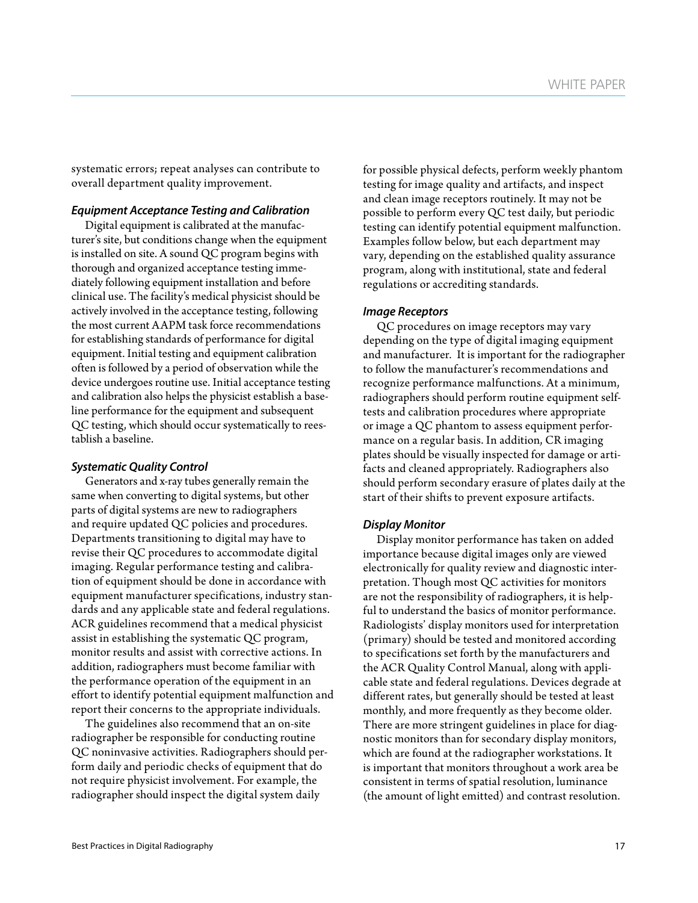systematic errors; repeat analyses can contribute to overall department quality improvement.

### *Equipment Acceptance Testing and Calibration*

Digital equipment is calibrated at the manufacturer's site, but conditions change when the equipment is installed on site. A sound QC program begins with thorough and organized acceptance testing immediately following equipment installation and before clinical use. The facility's medical physicist should be actively involved in the acceptance testing, following the most current AAPM task force recommendations for establishing standards of performance for digital equipment. Initial testing and equipment calibration often is followed by a period of observation while the device undergoes routine use. Initial acceptance testing and calibration also helps the physicist establish a baseline performance for the equipment and subsequent QC testing, which should occur systematically to reestablish a baseline.

### *Systematic Quality Control*

Generators and x-ray tubes generally remain the same when converting to digital systems, but other parts of digital systems are new to radiographers and require updated QC policies and procedures. Departments transitioning to digital may have to revise their QC procedures to accommodate digital imaging. Regular performance testing and calibration of equipment should be done in accordance with equipment manufacturer specifications, industry standards and any applicable state and federal regulations. ACR guidelines recommend that a medical physicist assist in establishing the systematic QC program, monitor results and assist with corrective actions. In addition, radiographers must become familiar with the performance operation of the equipment in an effort to identify potential equipment malfunction and report their concerns to the appropriate individuals.

The guidelines also recommend that an on-site radiographer be responsible for conducting routine QC noninvasive activities. Radiographers should perform daily and periodic checks of equipment that do not require physicist involvement. For example, the radiographer should inspect the digital system daily for possible physical defects, perform weekly phantom testing for image quality and artifacts, and inspect and clean image receptors routinely. It may not be possible to perform every QC test daily, but periodic testing can identify potential equipment malfunction. Examples follow below, but each department may vary, depending on the established quality assurance program, along with institutional, state and federal regulations or accrediting standards.

### *Image Receptors*

QC procedures on image receptors may vary depending on the type of digital imaging equipment and manufacturer. It is important for the radiographer to follow the manufacturer's recommendations and recognize performance malfunctions. At a minimum, radiographers should perform routine equipment self-tests and calibration procedures where appropriate or image a QC phantom to assess equipment performance on a regular basis. In addition, CR imaging plates should be visually inspected for damage or artifacts and cleaned appropriately. Radiographers also should perform secondary erasure of plates daily at the start of their shifts to prevent exposure artifacts.

### *Display Monitor*

Display monitor performance has taken on added importance because digital images only are viewed electronically for quality review and diagnostic interpretation. Though most QC activities for monitors are not the responsibility of radiographers, it is helpful to understand the basics of monitor performance. Radiologists' display monitors used for interpretation (primary) should be tested and monitored according to specifications set forth by the manufacturers and the ACR Quality Control Manual, along with applicable state and federal regulations. Devices degrade at different rates, but generally should be tested at least monthly, and more frequently as they become older. There are more stringent guidelines in place for diagnostic monitors than for secondary display monitors, which are found at the radiographer workstations. It is important that monitors throughout a work area be consistent in terms of spatial resolution, luminance (the amount of light emitted) and contrast resolution.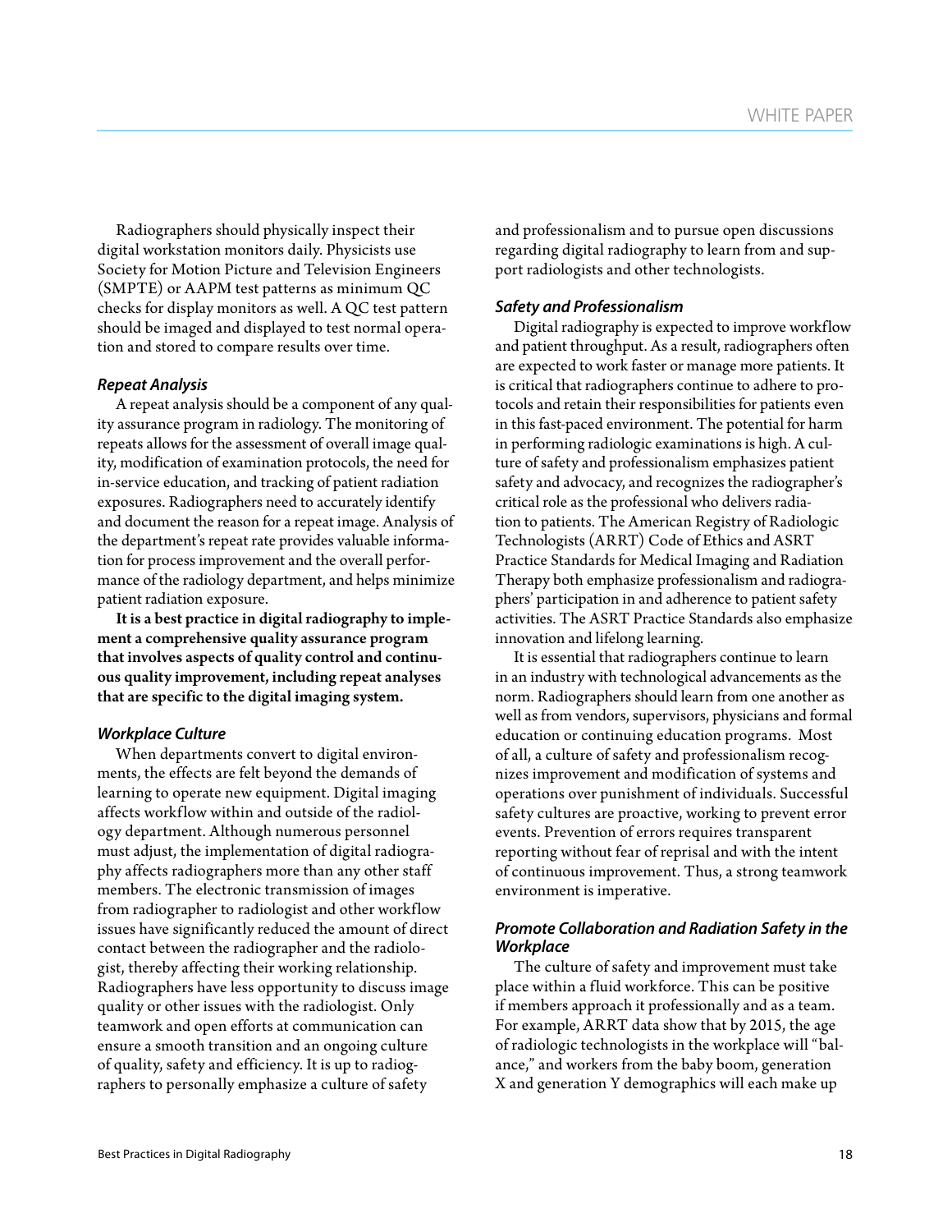Radiographers should physically inspect their digital workstation monitors daily. Physicists use Society for Motion Picture and Television Engineers (SMPTE) or AAPM test patterns as minimum QC checks for display monitors as well. A QC test pattern should be imaged and displayed to test normal operation and stored to compare results over time.

### *Repeat Analysis*

A repeat analysis should be a component of any quality assurance program in radiology. The monitoring of repeats allows for the assessment of overall image quality, modification of examination protocols, the need for in-service education, and tracking of patient radiation exposures. Radiographers need to accurately identify and document the reason for a repeat image. Analysis of the department's repeat rate provides valuable information for process improvement and the overall performance of the radiology department, and helps minimize patient radiation exposure.

**It is a best practice in digital radiography to implement a comprehensive quality assurance program that involves aspects of quality control and continuous quality improvement, including repeat analyses that are specific to the digital imaging system.**

### *Workplace Culture*

When departments convert to digital environments, the effects are felt beyond the demands of learning to operate new equipment. Digital imaging affects workflow within and outside of the radiology department. Although numerous personnel must adjust, the implementation of digital radiography affects radiographers more than any other staff members. The electronic transmission of images from radiographer to radiologist and other workflow issues have significantly reduced the amount of direct contact between the radiographer and the radiologist, thereby affecting their working relationship. Radiographers have less opportunity to discuss image quality or other issues with the radiologist. Only teamwork and open efforts at communication can ensure a smooth transition and an ongoing culture of quality, safety and efficiency. It is up to radiographers to personally emphasize a culture of safety and professionalism and to pursue open discussions regarding digital radiography to learn from and support radiologists and other technologists.

### *Safety and Professionalism*

Digital radiography is expected to improve workflow and patient throughput. As a result, radiographers often are expected to work faster or manage more patients. It is critical that radiographers continue to adhere to protocols and retain their responsibilities for patients even in this fast-paced environment. The potential for harm in performing radiologic examinations is high. A culture of safety and professionalism emphasizes patient safety and advocacy, and recognizes the radiographer's critical role as the professional who delivers radiation to patients. The American Registry of Radiologic Technologists (ARRT) Code of Ethics and ASRT Practice Standards for Medical Imaging and Radiation Therapy both emphasize professionalism and radiographers' participation in and adherence to patient safety activities. The ASRT Practice Standards also emphasize innovation and lifelong learning.

It is essential that radiographers continue to learn in an industry with technological advancements as the norm. Radiographers should learn from one another as well as from vendors, supervisors, physicians and formal education or continuing education programs. Most of all, a culture of safety and professionalism recognizes improvement and modification of systems and operations over punishment of individuals. Successful safety cultures are proactive, working to prevent error events. Prevention of errors requires transparent reporting without fear of reprisal and with the intent of continuous improvement. Thus, a strong teamwork environment is imperative.

### *Promote Collaboration and Radiation Safety in the Workplace*

The culture of safety and improvement must take place within a fluid workforce. This can be positive if members approach it professionally and as a team. For example, ARRT data show that by 2015, the age of radiologic technologists in the workplace will "balance," and workers from the baby boom, generation X and generation Y demographics will each make up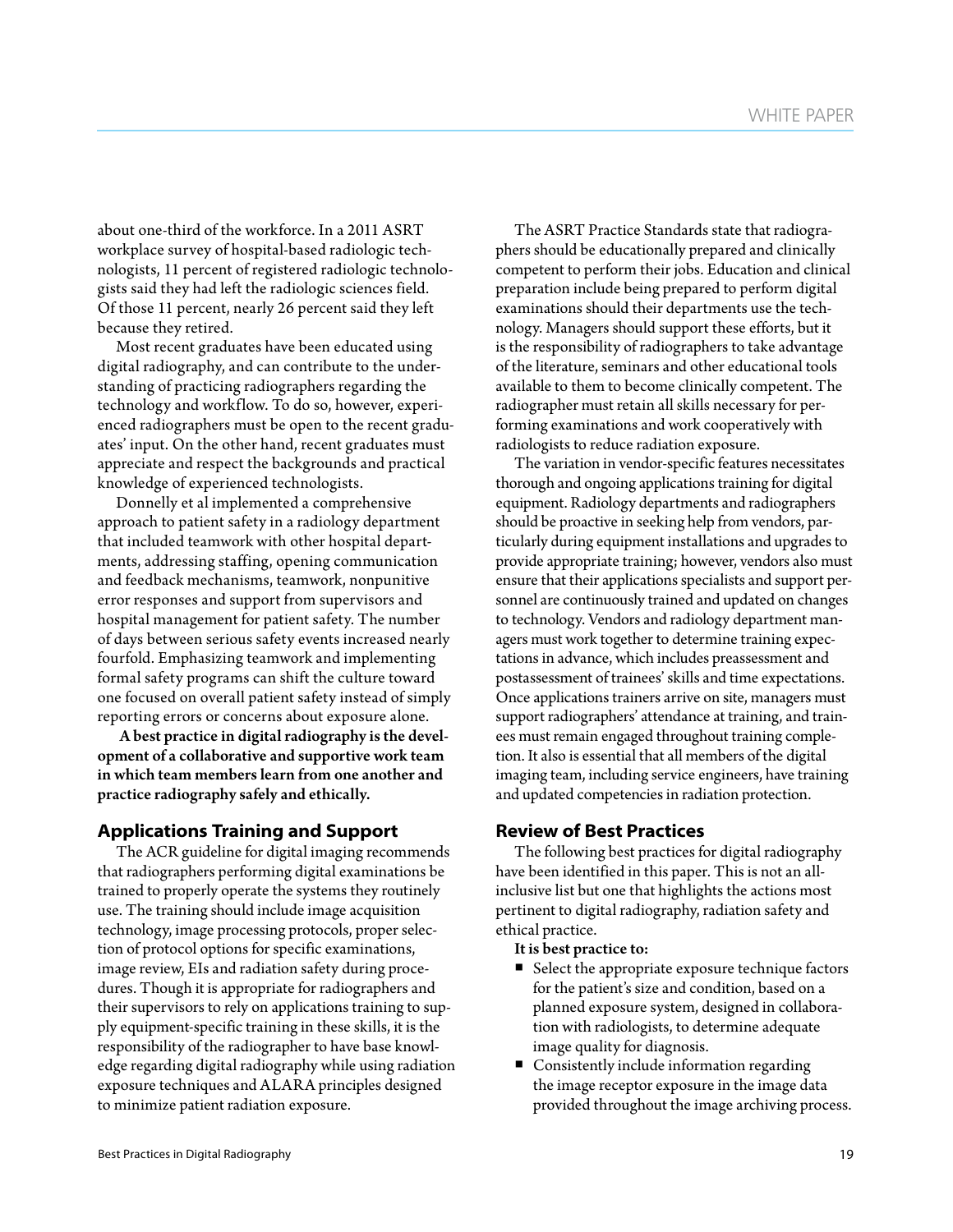about one-third of the workforce. In a 2011 ASRT workplace survey of hospital-based radiologic technologists, 11 percent of registered radiologic technologists said they had left the radiologic sciences field. Of those 11 percent, nearly 26 percent said they left because they retired.

Most recent graduates have been educated using digital radiography, and can contribute to the understanding of practicing radiographers regarding the technology and workflow. To do so, however, experienced radiographers must be open to the recent graduates' input. On the other hand, recent graduates must appreciate and respect the backgrounds and practical knowledge of experienced technologists.

Donnelly et al implemented a comprehensive approach to patient safety in a radiology department that included teamwork with other hospital departments, addressing staffing, opening communication and feedback mechanisms, teamwork, nonpunitive error responses and support from supervisors and hospital management for patient safety. The number of days between serious safety events increased nearly fourfold. Emphasizing teamwork and implementing formal safety programs can shift the culture toward one focused on overall patient safety instead of simply reporting errors or concerns about exposure alone.

**A best practice in digital radiography is the development of a collaborative and supportive work team in which team members learn from one another and practice radiography safely and ethically.**

## Applications Training and Support

The ACR guideline for digital imaging recommends that radiographers performing digital examinations be trained to properly operate the systems they routinely use. The training should include image acquisition technology, image processing protocols, proper selection of protocol options for specific examinations, image review, EIs and radiation safety during procedures. Though it is appropriate for radiographers and their supervisors to rely on applications training to supply equipment-specific training in these skills, it is the responsibility of the radiographer to have base knowledge regarding digital radiography while using radiation exposure techniques and ALARA principles designed to minimize patient radiation exposure.

The ASRT Practice Standards state that radiographers should be educationally prepared and clinically competent to perform their jobs. Education and clinical preparation include being prepared to perform digital examinations should their departments use the technology. Managers should support these efforts, but it is the responsibility of radiographers to take advantage of the literature, seminars and other educational tools available to them to become clinically competent. The radiographer must retain all skills necessary for performing examinations and work cooperatively with radiologists to reduce radiation exposure.

The variation in vendor-specific features necessitates thorough and ongoing applications training for digital equipment. Radiology departments and radiographers should be proactive in seeking help from vendors, particularly during equipment installations and upgrades to provide appropriate training; however, vendors also must ensure that their applications specialists and support personnel are continuously trained and updated on changes to technology. Vendors and radiology department managers must work together to determine training expectations in advance, which includes preassessment and postassessment of trainees' skills and time expectations. Once applications trainers arrive on site, managers must support radiographers' attendance at training, and trainees must remain engaged throughout training completion. It also is essential that all members of the digital imaging team, including service engineers, have training and updated competencies in radiation protection.

## Review of Best Practices

The following best practices for digital radiography have been identified in this paper. This is not an all-inclusive list but one that highlights the actions most pertinent to digital radiography, radiation safety and ethical practice.

**It is best practice to:**

- Select the appropriate exposure technique factors for the patient's size and condition, based on a planned exposure system, designed in collaboration with radiologists, to determine adequate image quality for diagnosis.
- Consistently include information regarding the image receptor exposure in the image data provided throughout the image archiving process.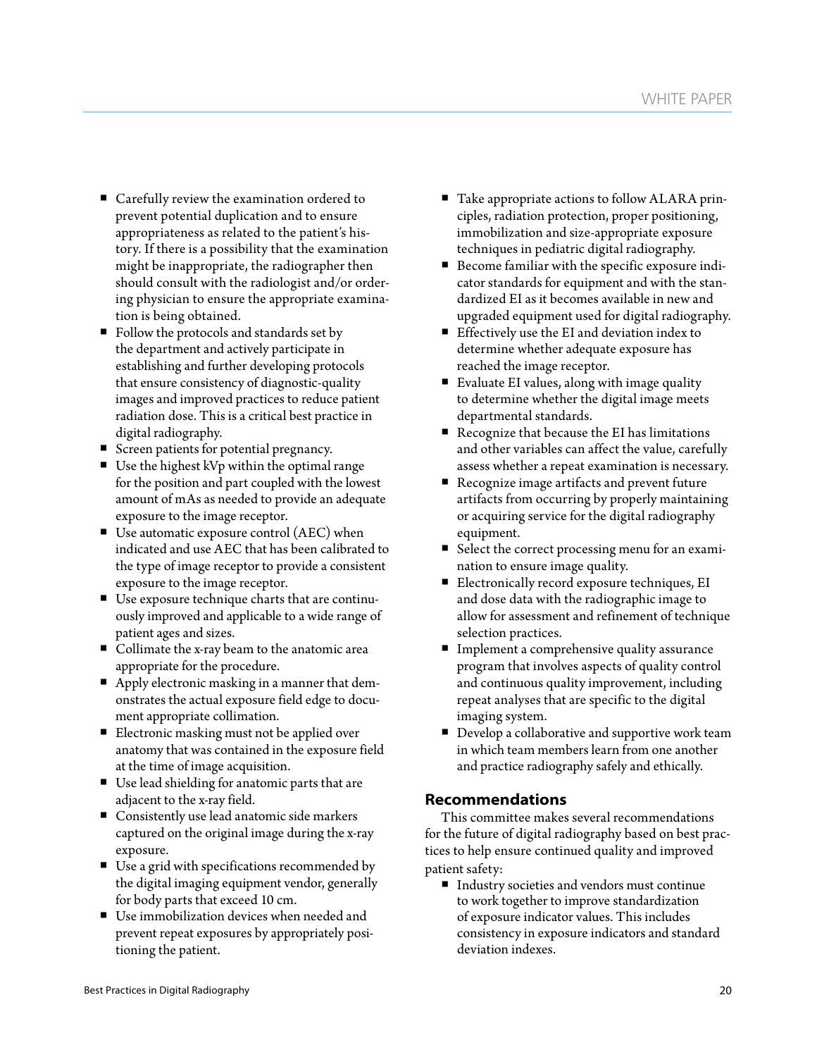- Carefully review the examination ordered to prevent potential duplication and to ensure appropriateness as related to the patient's history. If there is a possibility that the examination might be inappropriate, the radiographer then should consult with the radiologist and/or ordering physician to ensure the appropriate examination is being obtained.
- Follow the protocols and standards set by the department and actively participate in establishing and further developing protocols that ensure consistency of diagnostic-quality images and improved practices to reduce patient radiation dose. This is a critical best practice in digital radiography.
- Screen patients for potential pregnancy.
- Use the highest kVp within the optimal range for the position and part coupled with the lowest amount of mAs as needed to provide an adequate exposure to the image receptor.
- Use automatic exposure control (AEC) when indicated and use AEC that has been calibrated to the type of image receptor to provide a consistent exposure to the image receptor.
- Use exposure technique charts that are continuously improved and applicable to a wide range of patient ages and sizes.
- Collimate the x-ray beam to the anatomic area appropriate for the procedure.
- Apply electronic masking in a manner that demonstrates the actual exposure field edge to document appropriate collimation.
- Electronic masking must not be applied over anatomy that was contained in the exposure field at the time of image acquisition.
- Use lead shielding for anatomic parts that are adjacent to the x-ray field.
- Consistently use lead anatomic side markers captured on the original image during the x-ray exposure.
- Use a grid with specifications recommended by the digital imaging equipment vendor, generally for body parts that exceed 10 cm.
- Use immobilization devices when needed and prevent repeat exposures by appropriately positioning the patient.
- Take appropriate actions to follow ALARA principles, radiation protection, proper positioning, immobilization and size-appropriate exposure techniques in pediatric digital radiography.
- Become familiar with the specific exposure indicator standards for equipment and with the standardized EI as it becomes available in new and upgraded equipment used for digital radiography.
- Effectively use the EI and deviation index to determine whether adequate exposure has reached the image receptor.
- Evaluate EI values, along with image quality to determine whether the digital image meets departmental standards.
- Recognize that because the EI has limitations and other variables can affect the value, carefully assess whether a repeat examination is necessary.
- Recognize image artifacts and prevent future artifacts from occurring by properly maintaining or acquiring service for the digital radiography equipment.
- Select the correct processing menu for an examination to ensure image quality.
- Electronically record exposure techniques, EI and dose data with the radiographic image to allow for assessment and refinement of technique selection practices.
- Implement a comprehensive quality assurance program that involves aspects of quality control and continuous quality improvement, including repeat analyses that are specific to the digital imaging system.
- Develop a collaborative and supportive work team in which team members learn from one another and practice radiography safely and ethically.

## Recommendations

This committee makes several recommendations for the future of digital radiography based on best practices to help ensure continued quality and improved patient safety:

- Industry societies and vendors must continue to work together to improve standardization of exposure indicator values. This includes consistency in exposure indicators and standard deviation indexes.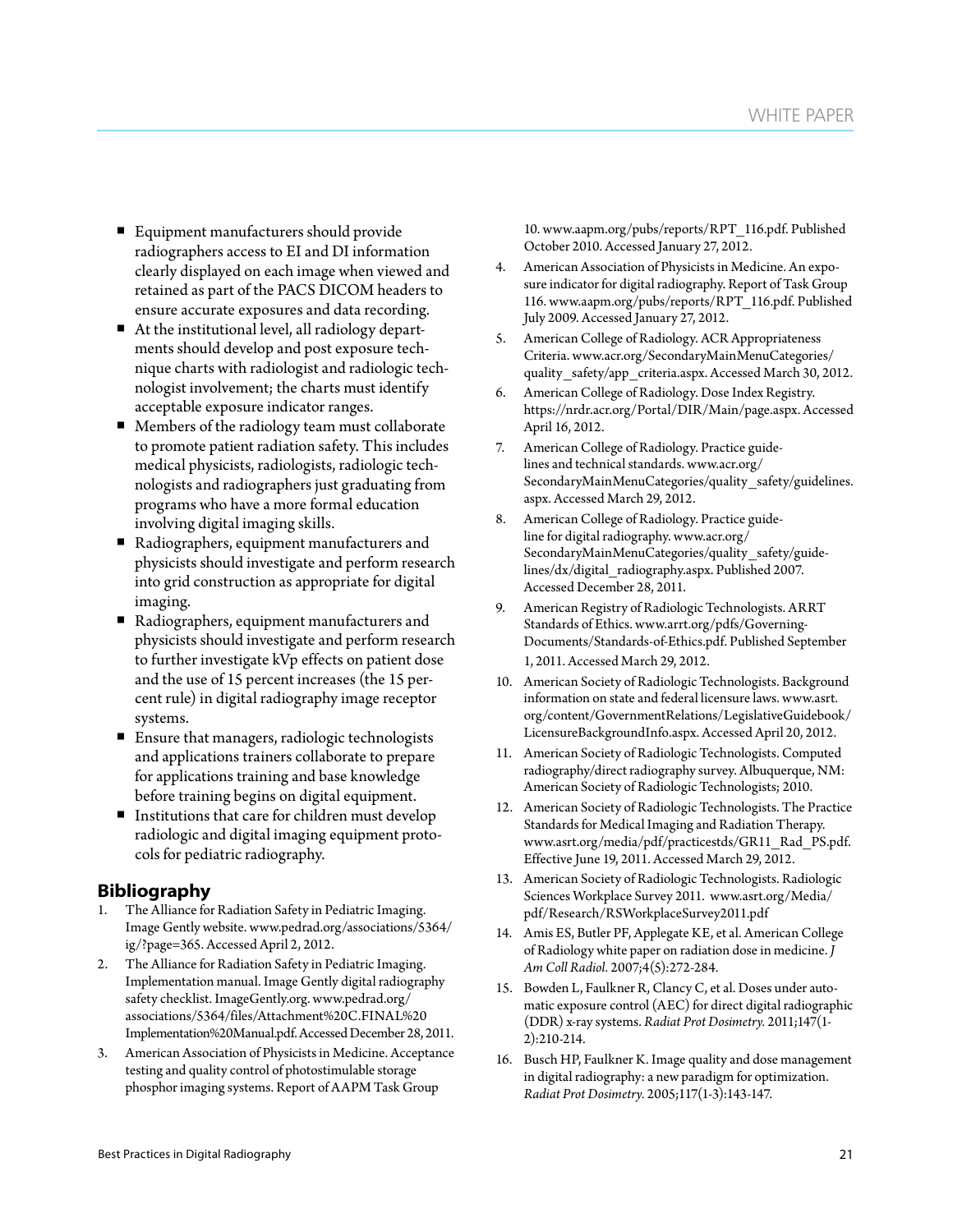- Equipment manufacturers should provide radiographers access to EI and DI information clearly displayed on each image when viewed and retained as part of the PACS DICOM headers to ensure accurate exposures and data recording.
- At the institutional level, all radiology departments should develop and post exposure technique charts with radiologist and radiologic technologist involvement; the charts must identify acceptable exposure indicator ranges.
- Members of the radiology team must collaborate to promote patient radiation safety. This includes medical physicists, radiologists, radiologic technologists and radiographers just graduating from programs who have a more formal education involving digital imaging skills.
- Radiographers, equipment manufacturers and physicists should investigate and perform research into grid construction as appropriate for digital imaging.
- Radiographers, equipment manufacturers and physicists should investigate and perform research to further investigate kVp effects on patient dose and the use of 15 percent increases (the 15 percent rule) in digital radiography image receptor systems.
- Ensure that managers, radiologic technologists and applications trainers collaborate to prepare for applications training and base knowledge before training begins on digital equipment.
- Institutions that care for children must develop radiologic and digital imaging equipment protocols for pediatric radiography.

## Bibliography

1. The Alliance for Radiation Safety in Pediatric Imaging. Image Gently website. www.pedrad.org/associations/5364/ig/?page=365. Accessed April 2, 2012.
2. The Alliance for Radiation Safety in Pediatric Imaging. Implementation manual. Image Gently digital radiography safety checklist. ImageGently.org. www.pedrad.org/associations/5364/files/Attachment%20C.FINAL%20Implementation%20Manual.pdf. Accessed December 28, 2011.
3. American Association of Physicists in Medicine. Acceptance testing and quality control of photostimulable storage phosphor imaging systems. Report of AAPM Task Group 10. www.aapm.org/pubs/reports/RPT_116.pdf. Published October 2010. Accessed January 27, 2012.
4. American Association of Physicists in Medicine. An exposure indicator for digital radiography. Report of Task Group 116. www.aapm.org/pubs/reports/RPT_116.pdf. Published July 2009. Accessed January 27, 2012.
5. American College of Radiology. ACR Appropriateness Criteria. www.acr.org/SecondaryMainMenuCategories/quality_safety/app_criteria.aspx. Accessed March 30, 2012.
6. American College of Radiology. Dose Index Registry. https://nrdr.acr.org/Portal/DIR/Main/page.aspx. Accessed April 16, 2012.
7. American College of Radiology. Practice guidelines and technical standards. www.acr.org/SecondaryMainMenuCategories/quality_safety/guidelines.aspx. Accessed March 29, 2012.
8. American College of Radiology. Practice guideline for digital radiography. www.acr.org/SecondaryMainMenuCategories/quality_safety/guidelines/dx/digital_radiography.aspx. Published 2007. Accessed December 28, 2011.
9. American Registry of Radiologic Technologists. ARRT Standards of Ethics. www.arrt.org/pdfs/Governing-Documents/Standards-of-Ethics.pdf. Published September 1, 2011. Accessed March 29, 2012.
10. American Society of Radiologic Technologists. Background information on state and federal licensure laws. www.asrt.org/content/GovernmentRelations/LegislativeGuidebook/LicensureBackgroundInfo.aspx. Accessed April 20, 2012.
11. American Society of Radiologic Technologists. Computed radiography/direct radiography survey. Albuquerque, NM: American Society of Radiologic Technologists; 2010.
12. American Society of Radiologic Technologists. The Practice Standards for Medical Imaging and Radiation Therapy. www.asrt.org/media/pdf/practicestds/GR11_Rad_PS.pdf. Effective June 19, 2011. Accessed March 29, 2012.
13. American Society of Radiologic Technologists. Radiologic Sciences Workplace Survey 2011. www.asrt.org/Media/pdf/Research/RSWorkplaceSurvey2011.pdf
14. Amis ES, Butler PF, Applegate KE, et al. American College of Radiology white paper on radiation dose in medicine. *J Am Coll Radiol.* 2007;4(5):272-284.
15. Bowden L, Faulkner R, Clancy C, et al. Doses under automatic exposure control (AEC) for direct digital radiographic (DDR) x-ray systems. *Radiat Prot Dosimetry.* 2011;147(1-2):210-214.
16. Busch HP, Faulkner K. Image quality and dose management in digital radiography: a new paradigm for optimization. *Radiat Prot Dosimetry.* 2005;117(1-3):143-147.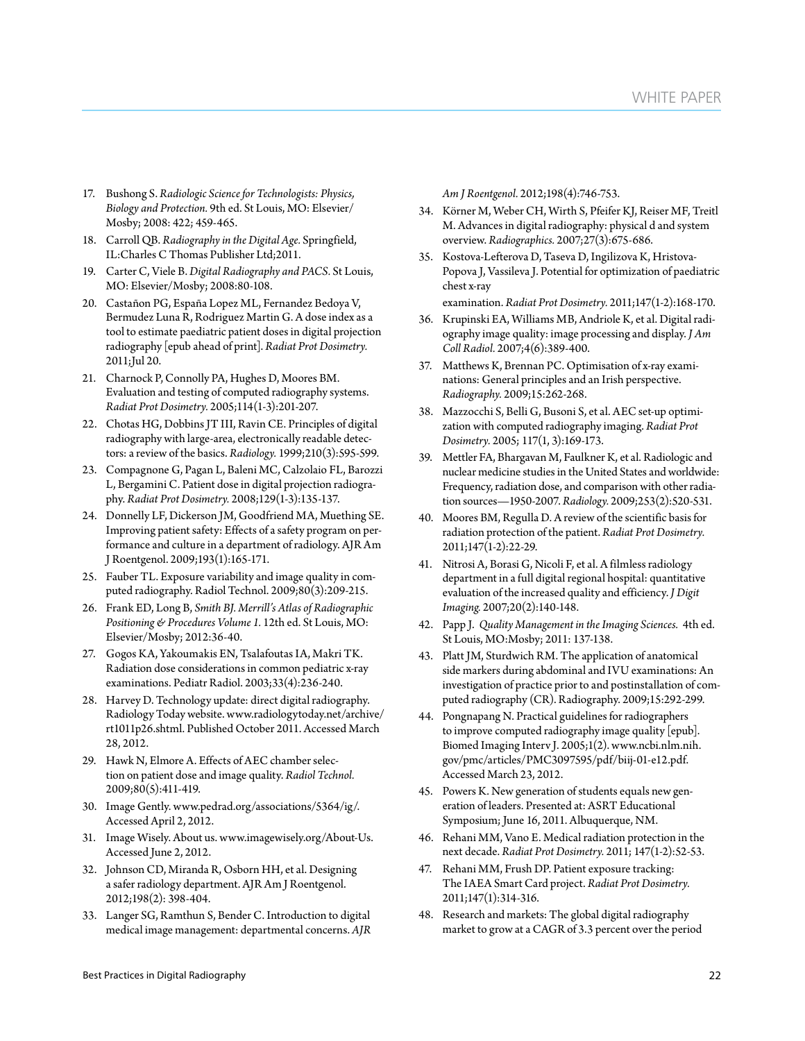17. Bushong S. *Radiologic Science for Technologists: Physics, Biology and Protection.* 9th ed. St Louis, MO: Elsevier/Mosby; 2008: 422; 459-465.
18. Carroll QB. *Radiography in the Digital Age.* Springfield, IL:Charles C Thomas Publisher Ltd;2011.
19. Carter C, Viele B. *Digital Radiography and PACS.* St Louis, MO: Elsevier/Mosby; 2008:80-108.
20. Castañon PG, España Lopez ML, Fernandez Bedoya V, Bermudez Luna R, Rodriguez Martin G. A dose index as a tool to estimate paediatric patient doses in digital projection radiography [epub ahead of print]. *Radiat Prot Dosimetry.* 2011;Jul 20.
21. Charnock P, Connolly PA, Hughes D, Moores BM. Evaluation and testing of computed radiography systems. *Radiat Prot Dosimetry.* 2005;114(1-3):201-207.
22. Chotas HG, Dobbins JT III, Ravin CE. Principles of digital radiography with large-area, electronically readable detectors: a review of the basics. *Radiology.* 1999;210(3):595-599.
23. Compagnone G, Pagan L, Baleni MC, Calzolaio FL, Barozzi L, Bergamini C. Patient dose in digital projection radiography. *Radiat Prot Dosimetry.* 2008;129(1-3):135-137.
24. Donnelly LF, Dickerson JM, Goodfriend MA, Muething SE. Improving patient safety: Effects of a safety program on performance and culture in a department of radiology. AJR Am J Roentgenol. 2009;193(1):165-171.
25. Fauber TL. Exposure variability and image quality in computed radiography. Radiol Technol. 2009;80(3):209-215.
26. Frank ED, Long B, *Smith BJ. Merrill's Atlas of Radiographic Positioning & Procedures Volume 1.* 12th ed. St Louis, MO: Elsevier/Mosby; 2012:36-40.
27. Gogos KA, Yakoumakis EN, Tsalafoutas IA, Makri TK. Radiation dose considerations in common pediatric x-ray examinations. Pediatr Radiol. 2003;33(4):236-240.
28. Harvey D. Technology update: direct digital radiography. Radiology Today website. www.radiologytoday.net/archive/rt1011p26.shtml. Published October 2011. Accessed March 28, 2012.
29. Hawk N, Elmore A. Effects of AEC chamber selection on patient dose and image quality. *Radiol Technol.* 2009;80(5):411-419.
30. Image Gently. www.pedrad.org/associations/5364/ig/. Accessed April 2, 2012.
31. Image Wisely. About us. www.imagewisely.org/About-Us. Accessed June 2, 2012.
32. Johnson CD, Miranda R, Osborn HH, et al. Designing a safer radiology department. AJR Am J Roentgenol. 2012;198(2): 398-404.
33. Langer SG, Ramthun S, Bender C. Introduction to digital medical image management: departmental concerns. *AJR Am J Roentgenol.* 2012;198(4):746-753.
34. Körner M, Weber CH, Wirth S, Pfeifer KJ, Reiser MF, Treitl M. Advances in digital radiography: physical d and system overview. *Radiographics.* 2007;27(3):675-686.
35. Kostova-Lefterova D, Taseva D, Ingilizova K, Hristova-Popova J, Vassileva J. Potential for optimization of paediatric chest x-ray examination. *Radiat Prot Dosimetry.* 2011;147(1-2):168-170.
36. Krupinski EA, Williams MB, Andriole K, et al. Digital radiography image quality: image processing and display. *J Am Coll Radiol.* 2007;4(6):389-400.
37. Matthews K, Brennan PC. Optimisation of x-ray examinations: General principles and an Irish perspective. *Radiography.* 2009;15:262-268.
38. Mazzocchi S, Belli G, Busoni S, et al. AEC set-up optimization with computed radiography imaging. *Radiat Prot Dosimetry.* 2005; 117(1, 3):169-173.
39. Mettler FA, Bhargavan M, Faulkner K, et al. Radiologic and nuclear medicine studies in the United States and worldwide: Frequency, radiation dose, and comparison with other radiation sources—1950-2007. *Radiology.* 2009;253(2):520-531.
40. Moores BM, Regulla D. A review of the scientific basis for radiation protection of the patient. *Radiat Prot Dosimetry.* 2011;147(1-2):22-29.
41. Nitrosi A, Borasi G, Nicoli F, et al. A filmless radiology department in a full digital regional hospital: quantitative evaluation of the increased quality and efficiency. *J Digit Imaging.* 2007;20(2):140-148.
42. Papp J. *Quality Management in the Imaging Sciences.* 4th ed. St Louis, MO:Mosby; 2011: 137-138.
43. Platt JM, Sturdwich RM. The application of anatomical side markers during abdominal and IVU examinations: An investigation of practice prior to and postinstallation of computed radiography (CR). Radiography. 2009;15:292-299.
44. Pongnapang N. Practical guidelines for radiographers to improve computed radiography image quality [epub]. Biomed Imaging Interv J. 2005;1(2). www.ncbi.nlm.nih.gov/pmc/articles/PMC3097595/pdf/biij-01-e12.pdf. Accessed March 23, 2012.
45. Powers K. New generation of students equals new generation of leaders. Presented at: ASRT Educational Symposium; June 16, 2011. Albuquerque, NM.
46. Rehani MM, Vano E. Medical radiation protection in the next decade. *Radiat Prot Dosimetry.* 2011; 147(1-2):52-53.
47. Rehani MM, Frush DP. Patient exposure tracking: The IAEA Smart Card project. *Radiat Prot Dosimetry.* 2011;147(1):314-316.
48. Research and markets: The global digital radiography market to grow at a CAGR of 3.3 percent over the period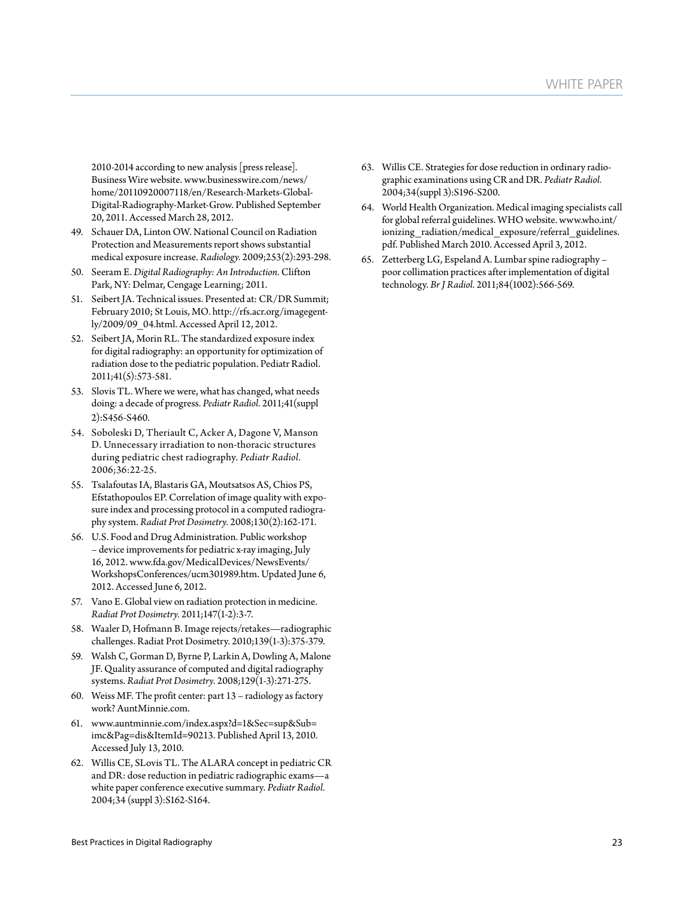2010-2014 according to new analysis [press release]. Business Wire website. www.businesswire.com/news/home/20110920007118/en/Research-Markets-Global-Digital-Radiography-Market-Grow. Published September 20, 2011. Accessed March 28, 2012.

49. Schauer DA, Linton OW. National Council on Radiation Protection and Measurements report shows substantial medical exposure increase. *Radiology.* 2009;253(2):293-298.
50. Seeram E. *Digital Radiography: An Introduction.* Clifton Park, NY: Delmar, Cengage Learning; 2011.
51. Seibert JA. Technical issues. Presented at: CR/DR Summit; February 2010; St Louis, MO. http://rfs.acr.org/imagegently/2009/09_04.html. Accessed April 12, 2012.
52. Seibert JA, Morin RL. The standardized exposure index for digital radiography: an opportunity for optimization of radiation dose to the pediatric population. Pediatr Radiol. 2011;41(5):573-581.
53. Slovis TL. Where we were, what has changed, what needs doing: a decade of progress. *Pediatr Radiol.* 2011;41(suppl 2):S456-S460.
54. Soboleski D, Theriault C, Acker A, Dagone V, Manson D. Unnecessary irradiation to non-thoracic structures during pediatric chest radiography. *Pediatr Radiol.* 2006;36:22-25.
55. Tsalafoutas IA, Blastaris GA, Moutsatsos AS, Chios PS, Efstathopoulos EP. Correlation of image quality with exposure index and processing protocol in a computed radiography system. *Radiat Prot Dosimetry.* 2008;130(2):162-171.
56. U.S. Food and Drug Administration. Public workshop – device improvements for pediatric x-ray imaging, July 16, 2012. www.fda.gov/MedicalDevices/NewsEvents/WorkshopsConferences/ucm301989.htm. Updated June 6, 2012. Accessed June 6, 2012.
57. Vano E. Global view on radiation protection in medicine. *Radiat Prot Dosimetry.* 2011;147(1-2):3-7.
58. Waaler D, Hofmann B. Image rejects/retakes—radiographic challenges. Radiat Prot Dosimetry. 2010;139(1-3):375-379.
59. Walsh C, Gorman D, Byrne P, Larkin A, Dowling A, Malone JF. Quality assurance of computed and digital radiography systems. *Radiat Prot Dosimetry.* 2008;129(1-3):271-275.
60. Weiss MF. The profit center: part 13 – radiology as factory work? AuntMinnie.com.
61. www.auntminnie.com/index.aspx?d=1&Sec=sup&Sub=imc&Pag=dis&ItemId=90213. Published April 13, 2010. Accessed July 13, 2010.
62. Willis CE, SLovis TL. The ALARA concept in pediatric CR and DR: dose reduction in pediatric radiographic exams—a white paper conference executive summary. *Pediatr Radiol.* 2004;34 (suppl 3):S162-S164.
63. Willis CE. Strategies for dose reduction in ordinary radiographic examinations using CR and DR. *Pediatr Radiol.* 2004;34(suppl 3):S196-S200.
64. World Health Organization. Medical imaging specialists call for global referral guidelines. WHO website. www.who.int/ionizing_radiation/medical_exposure/referral_guidelines.pdf. Published March 2010. Accessed April 3, 2012.
65. Zetterberg LG, Espeland A. Lumbar spine radiography – poor collimation practices after implementation of digital technology. *Br J Radiol.* 2011;84(1002):566-569.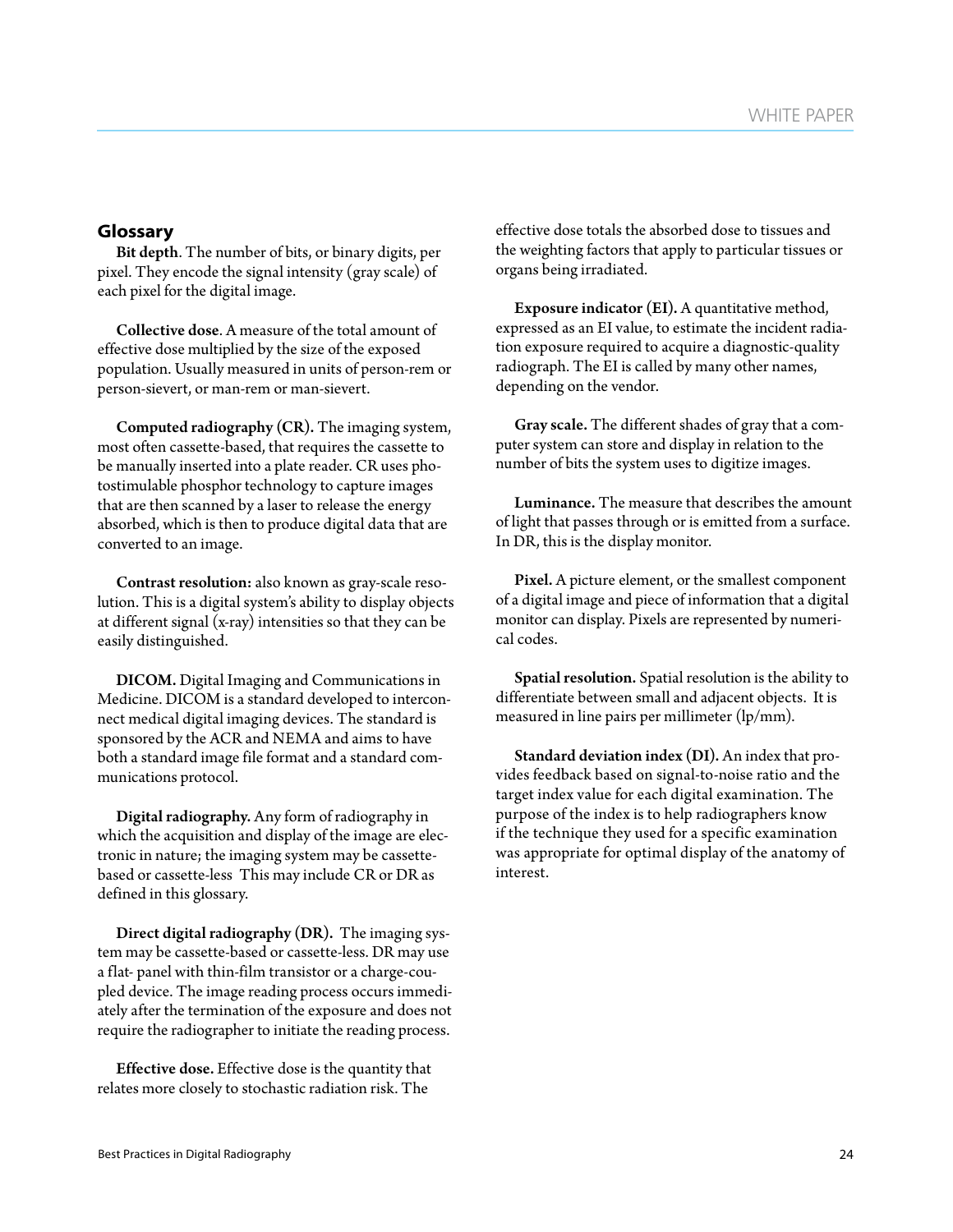## Glossary

**Bit depth**. The number of bits, or binary digits, per pixel. They encode the signal intensity (gray scale) of each pixel for the digital image.

**Collective dose**. A measure of the total amount of effective dose multiplied by the size of the exposed population. Usually measured in units of person-rem or person-sievert, or man-rem or man-sievert.

**Computed radiography (CR).** The imaging system, most often cassette-based, that requires the cassette to be manually inserted into a plate reader. CR uses photostimulable phosphor technology to capture images that are then scanned by a laser to release the energy absorbed, which is then to produce digital data that are converted to an image.

**Contrast resolution:** also known as gray-scale resolution. This is a digital system's ability to display objects at different signal (x-ray) intensities so that they can be easily distinguished.

**DICOM.** Digital Imaging and Communications in Medicine. DICOM is a standard developed to interconnect medical digital imaging devices. The standard is sponsored by the ACR and NEMA and aims to have both a standard image file format and a standard communications protocol.

**Digital radiography.** Any form of radiography in which the acquisition and display of the image are electronic in nature; the imaging system may be cassette-based or cassette-less This may include CR or DR as defined in this glossary.

**Direct digital radiography (DR).** The imaging system may be cassette-based or cassette-less. DR may use a flat- panel with thin-film transistor or a charge-coupled device. The image reading process occurs immediately after the termination of the exposure and does not require the radiographer to initiate the reading process.

**Effective dose.** Effective dose is the quantity that relates more closely to stochastic radiation risk. The effective dose totals the absorbed dose to tissues and the weighting factors that apply to particular tissues or organs being irradiated.

**Exposure indicator (EI).** A quantitative method, expressed as an EI value, to estimate the incident radiation exposure required to acquire a diagnostic-quality radiograph. The EI is called by many other names, depending on the vendor.

**Gray scale.** The different shades of gray that a computer system can store and display in relation to the number of bits the system uses to digitize images.

**Luminance.** The measure that describes the amount of light that passes through or is emitted from a surface. In DR, this is the display monitor.

**Pixel.** A picture element, or the smallest component of a digital image and piece of information that a digital monitor can display. Pixels are represented by numerical codes.

**Spatial resolution.** Spatial resolution is the ability to differentiate between small and adjacent objects. It is measured in line pairs per millimeter (lp/mm).

**Standard deviation index (DI).** An index that provides feedback based on signal-to-noise ratio and the target index value for each digital examination. The purpose of the index is to help radiographers know if the technique they used for a specific examination was appropriate for optimal display of the anatomy of interest.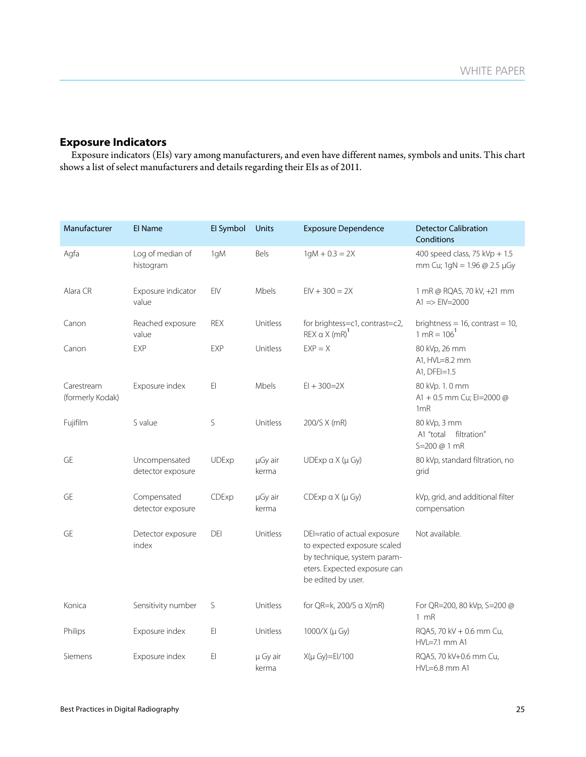## Exposure Indicators

Exposure indicators (EIs) vary among manufacturers, and even have different names, symbols and units. This chart shows a list of select manufacturers and details regarding their EIs as of 2011.

| Manufacturer | EI Name | EI Symbol | Units | Exposure Dependence | Detector Calibration Conditions |
|---|---|---|---|---|---|
| Agfa | Log of median of histogram | 1gM | Bels | 1gM + 0.3 = 2X | 400 speed class, 75 kVp + 1.5 mm Cu; 1gN = 1.96 @ 2.5 µGy |
| Alara CR | Exposure indicator value | EIV | Mbels | EIV + 300 = 2X | 1 mR @ RQA5, 70 kV, +21 mm A1 => EIV=2000 |
| Canon | Reached exposure value | REX | Unitless | for brightess=c1, contrast=c2, REX α X (mR)[1] | brightness = 16, contrast = 10, 1 mR = 106[1] |
| Canon | EXP | EXP | Unitless | EXP = X | 80 kVp, 26 mm A1, HVL=8.2 mm A1, DFEI=1.5 |
| Carestream (formerly Kodak) | Exposure index | EI | Mbels | EI + 300=2X | 80 kVp. 1. 0 mm A1 + 0.5 mm Cu; EI=2000 @ 1mR |
| Fujifilm | S value | S | Unitless | 200/S X (mR) | 80 kVp, 3 mm A1 "total filtration" S=200 @ 1 mR |
| GE | Uncompensated detector exposure | UDExp | µGy air kerma | UDExp α X (µ Gy) | 80 kVp, standard filtration, no grid |
| GE | Compensated detector exposure | CDExp | µGy air kerma | CDExp α X (µ Gy) | kVp, grid, and additional filter compensation |
| GE | Detector exposure index | DEI | Unitless | DEI≈ratio of actual exposure to expected exposure scaled by technique, system parameters. Expected exposure can be edited by user. | Not available. |
| Konica | Sensitivity number | S | Unitless | for QR=k, 200/S α X(mR) | For QR=200, 80 kVp, S=200 @ 1 mR |
| Philips | Exposure index | EI | Unitless | 1000/X (µ Gy) | RQA5, 70 kV + 0.6 mm Cu, HVL=7.1 mm A1 |
| Siemens | Exposure index | EI | µ Gy air kerma | X(µ Gy)=EI/100 | RQA5, 70 kV+0.6 mm Cu, HVL=6.8 mm A1 |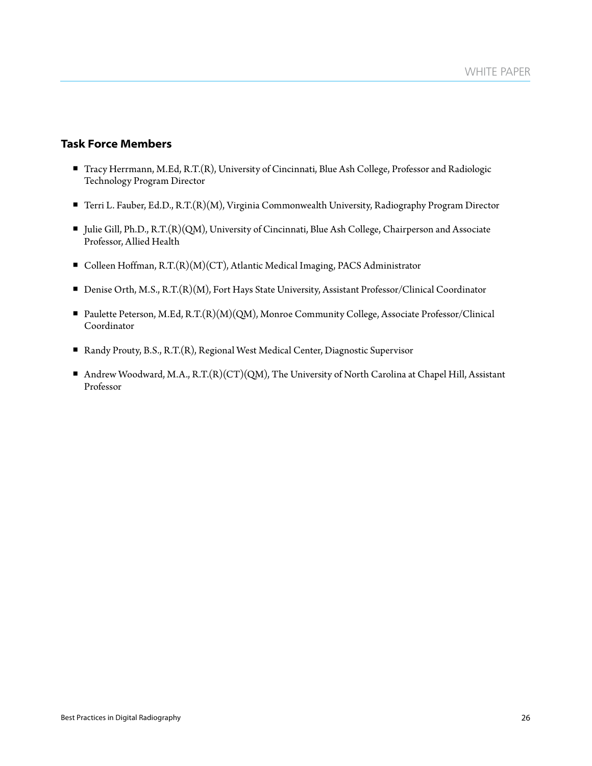## Task Force Members

- Tracy Herrmann, M.Ed, R.T.(R), University of Cincinnati, Blue Ash College, Professor and Radiologic Technology Program Director
- Terri L. Fauber, Ed.D., R.T.(R)(M), Virginia Commonwealth University, Radiography Program Director
- Julie Gill, Ph.D., R.T.(R)(QM), University of Cincinnati, Blue Ash College, Chairperson and Associate Professor, Allied Health
- Colleen Hoffman, R.T.(R)(M)(CT), Atlantic Medical Imaging, PACS Administrator
- Denise Orth, M.S., R.T.(R)(M), Fort Hays State University, Assistant Professor/Clinical Coordinator
- Paulette Peterson, M.Ed, R.T.(R)(M)(QM), Monroe Community College, Associate Professor/Clinical Coordinator
- Randy Prouty, B.S., R.T.(R), Regional West Medical Center, Diagnostic Supervisor
- Andrew Woodward, M.A., R.T.(R)(CT)(QM), The University of North Carolina at Chapel Hill, Assistant Professor